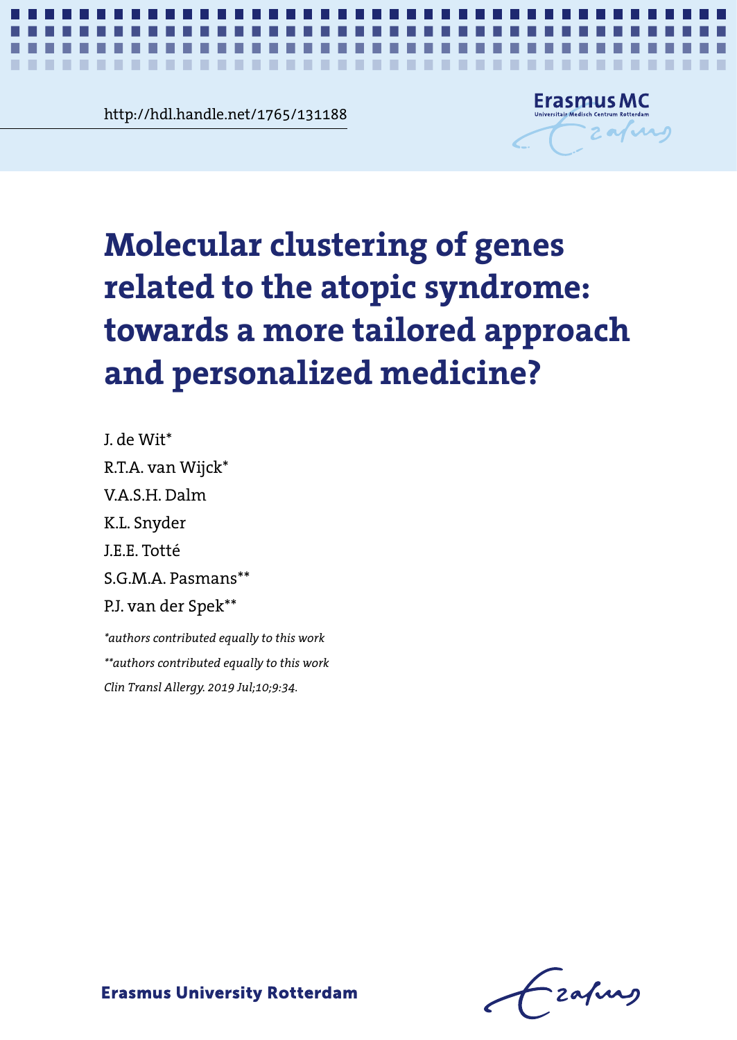http://hdl.handle.net/1765/131188

# Molecular clustering of genes related to the atopic syndrome: towards a more tailored approach and personalized medicine?

J. de Wit*

R.T.A. van Wijck*

V.A.S.H. Dalm

K.L. Snyder

J.E.E. Totté

S.G.M.A. Pasmans**

P.J. van der Spek**

*\*authors contributed equally to this work*

*\*\*authors contributed equally to this work*

*Clin Transl Allergy. 2019 Jul;10;9:34.*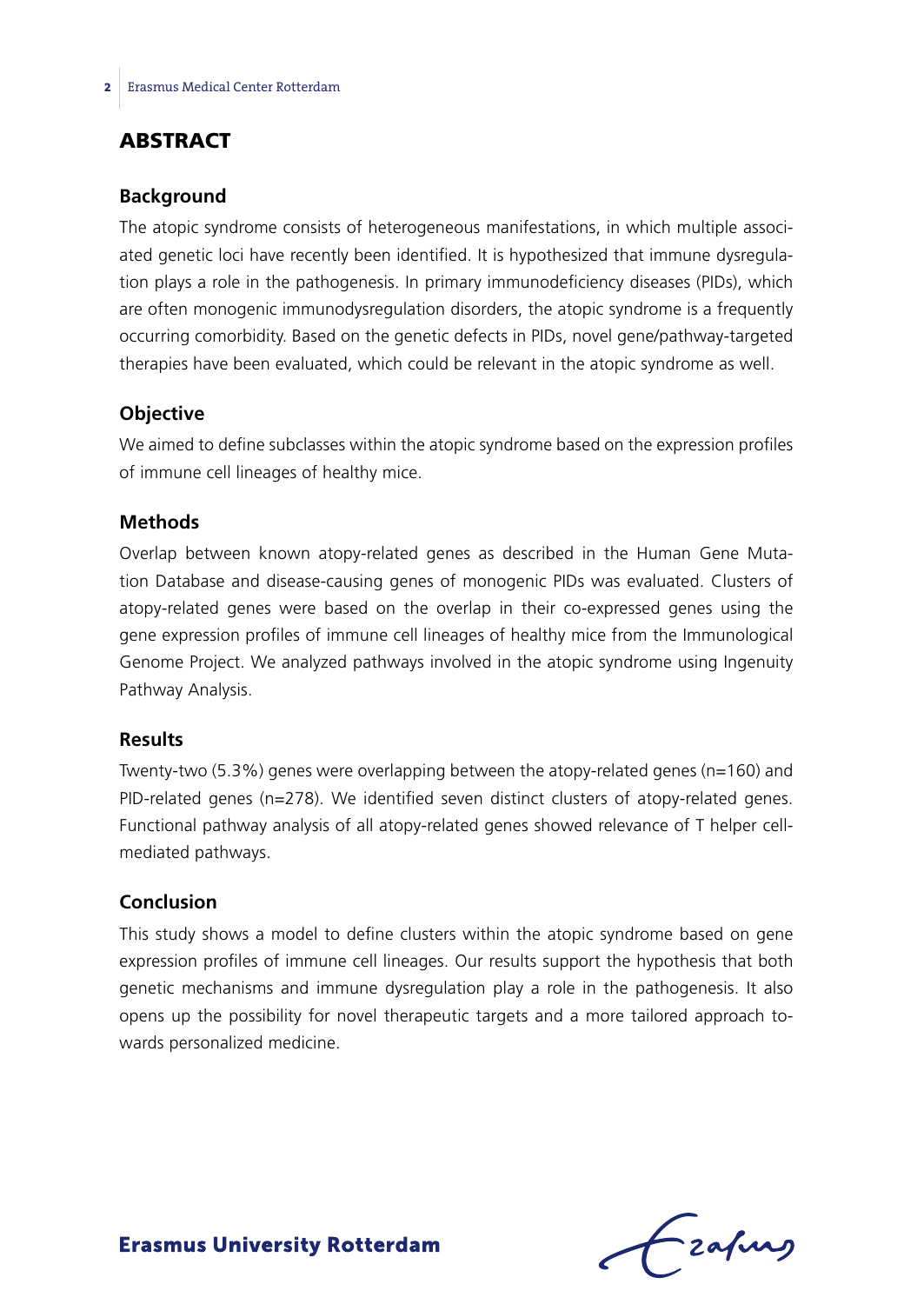## ABSTRACT

### Background

The atopic syndrome consists of heterogeneous manifestations, in which multiple associated genetic loci have recently been identified. It is hypothesized that immune dysregulation plays a role in the pathogenesis. In primary immunodeficiency diseases (PIDs), which are often monogenic immunodysregulation disorders, the atopic syndrome is a frequently occurring comorbidity. Based on the genetic defects in PIDs, novel gene/pathway-targeted therapies have been evaluated, which could be relevant in the atopic syndrome as well.

### Objective

We aimed to define subclasses within the atopic syndrome based on the expression profiles of immune cell lineages of healthy mice.

### Methods

Overlap between known atopy-related genes as described in the Human Gene Mutation Database and disease-causing genes of monogenic PIDs was evaluated. Clusters of atopy-related genes were based on the overlap in their co-expressed genes using the gene expression profiles of immune cell lineages of healthy mice from the Immunological Genome Project. We analyzed pathways involved in the atopic syndrome using Ingenuity Pathway Analysis.

### Results

Twenty-two (5.3%) genes were overlapping between the atopy-related genes (n=160) and PID-related genes (n=278). We identified seven distinct clusters of atopy-related genes. Functional pathway analysis of all atopy-related genes showed relevance of T helper cell-mediated pathways.

### Conclusion

This study shows a model to define clusters within the atopic syndrome based on gene expression profiles of immune cell lineages. Our results support the hypothesis that both genetic mechanisms and immune dysregulation play a role in the pathogenesis. It also opens up the possibility for novel therapeutic targets and a more tailored approach towards personalized medicine.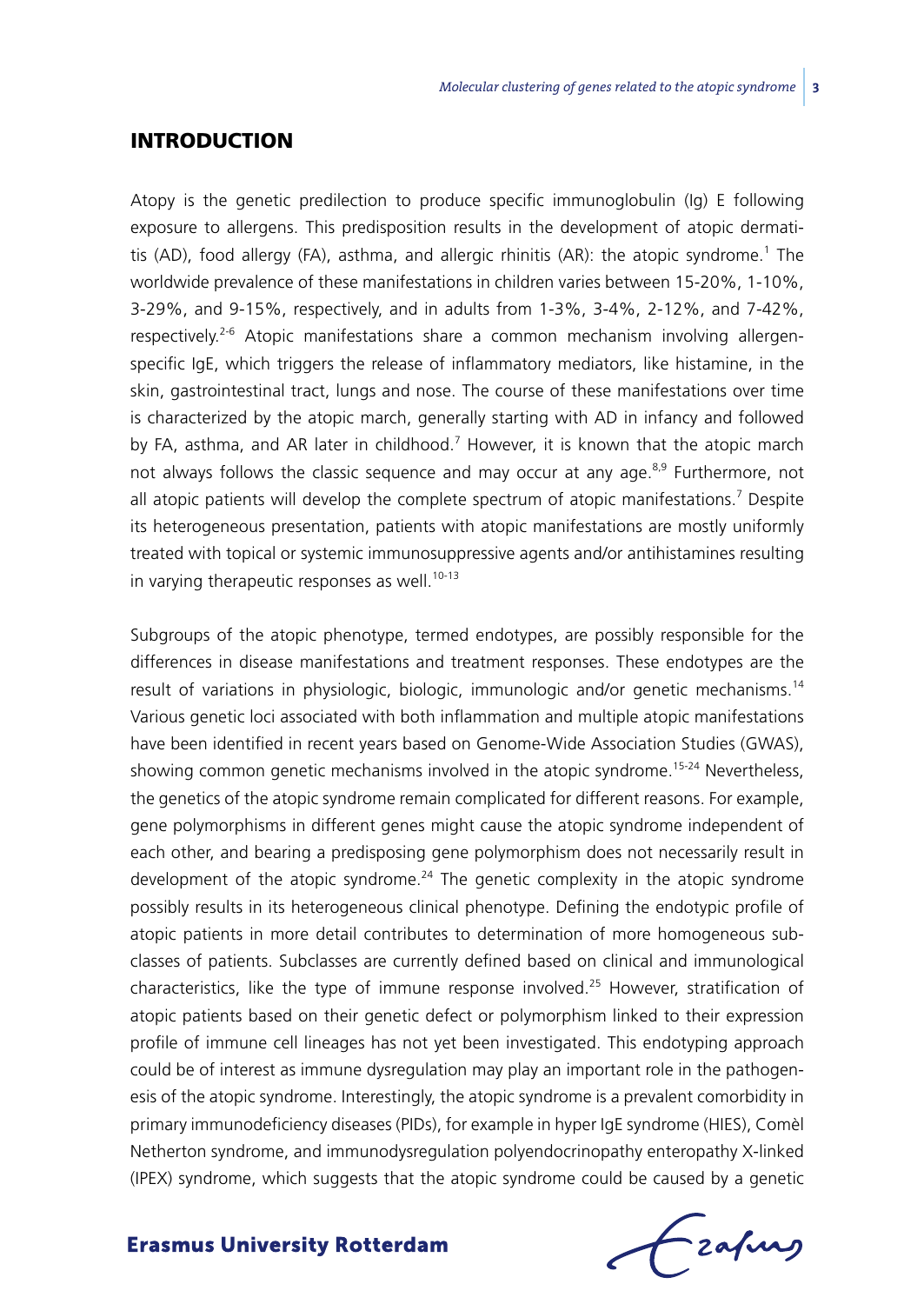## INTRODUCTION

Atopy is the genetic predilection to produce specific immunoglobulin (Ig) E following exposure to allergens. This predisposition results in the development of atopic dermatitis (AD), food allergy (FA), asthma, and allergic rhinitis (AR): the atopic syndrome.[1] The worldwide prevalence of these manifestations in children varies between 15-20%, 1-10%, 3-29%, and 9-15%, respectively, and in adults from 1-3%, 3-4%, 2-12%, and 7-42%, respectively.[2-6] Atopic manifestations share a common mechanism involving allergen-specific IgE, which triggers the release of inflammatory mediators, like histamine, in the skin, gastrointestinal tract, lungs and nose. The course of these manifestations over time is characterized by the atopic march, generally starting with AD in infancy and followed by FA, asthma, and AR later in childhood.[7] However, it is known that the atopic march not always follows the classic sequence and may occur at any age.[8,9] Furthermore, not all atopic patients will develop the complete spectrum of atopic manifestations.[7] Despite its heterogeneous presentation, patients with atopic manifestations are mostly uniformly treated with topical or systemic immunosuppressive agents and/or antihistamines resulting in varying therapeutic responses as well.[10-13]

Subgroups of the atopic phenotype, termed endotypes, are possibly responsible for the differences in disease manifestations and treatment responses. These endotypes are the result of variations in physiologic, biologic, immunologic and/or genetic mechanisms.[14] Various genetic loci associated with both inflammation and multiple atopic manifestations have been identified in recent years based on Genome-Wide Association Studies (GWAS), showing common genetic mechanisms involved in the atopic syndrome.[15-24] Nevertheless, the genetics of the atopic syndrome remain complicated for different reasons. For example, gene polymorphisms in different genes might cause the atopic syndrome independent of each other, and bearing a predisposing gene polymorphism does not necessarily result in development of the atopic syndrome.[24] The genetic complexity in the atopic syndrome possibly results in its heterogeneous clinical phenotype. Defining the endotypic profile of atopic patients in more detail contributes to determination of more homogeneous subclasses of patients. Subclasses are currently defined based on clinical and immunological characteristics, like the type of immune response involved.[25] However, stratification of atopic patients based on their genetic defect or polymorphism linked to their expression profile of immune cell lineages has not yet been investigated. This endotyping approach could be of interest as immune dysregulation may play an important role in the pathogenesis of the atopic syndrome. Interestingly, the atopic syndrome is a prevalent comorbidity in primary immunodeficiency diseases (PIDs), for example in hyper IgE syndrome (HIES), Comèl Netherton syndrome, and immunodysregulation polyendocrinopathy enteropathy X-linked (IPEX) syndrome, which suggests that the atopic syndrome could be caused by a genetic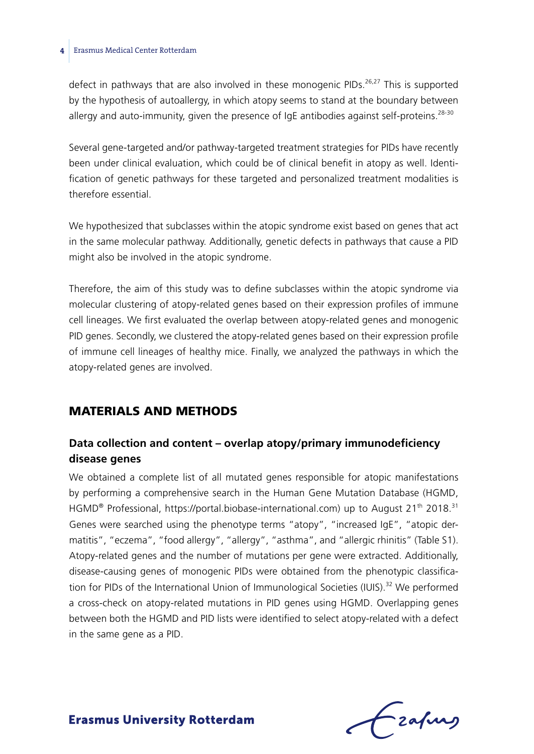defect in pathways that are also involved in these monogenic PIDs.[26,27] This is supported by the hypothesis of autoallergy, in which atopy seems to stand at the boundary between allergy and auto-immunity, given the presence of IgE antibodies against self-proteins.[28-30]

Several gene-targeted and/or pathway-targeted treatment strategies for PIDs have recently been under clinical evaluation, which could be of clinical benefit in atopy as well. Identification of genetic pathways for these targeted and personalized treatment modalities is therefore essential.

We hypothesized that subclasses within the atopic syndrome exist based on genes that act in the same molecular pathway. Additionally, genetic defects in pathways that cause a PID might also be involved in the atopic syndrome.

Therefore, the aim of this study was to define subclasses within the atopic syndrome via molecular clustering of atopy-related genes based on their expression profiles of immune cell lineages. We first evaluated the overlap between atopy-related genes and monogenic PID genes. Secondly, we clustered the atopy-related genes based on their expression profile of immune cell lineages of healthy mice. Finally, we analyzed the pathways in which the atopy-related genes are involved.

## MATERIALS AND METHODS

### Data collection and content – overlap atopy/primary immunodeficiency disease genes

We obtained a complete list of all mutated genes responsible for atopic manifestations by performing a comprehensive search in the Human Gene Mutation Database (HGMD, HGMD® Professional, https://portal.biobase-international.com) up to August 21th 2018.[31] Genes were searched using the phenotype terms "atopy", "increased IgE", "atopic dermatitis", "eczema", "food allergy", "allergy", "asthma", and "allergic rhinitis" (Table S1). Atopy-related genes and the number of mutations per gene were extracted. Additionally, disease-causing genes of monogenic PIDs were obtained from the phenotypic classification for PIDs of the International Union of Immunological Societies (IUIS).[32] We performed a cross-check on atopy-related mutations in PID genes using HGMD. Overlapping genes between both the HGMD and PID lists were identified to select atopy-related with a defect in the same gene as a PID.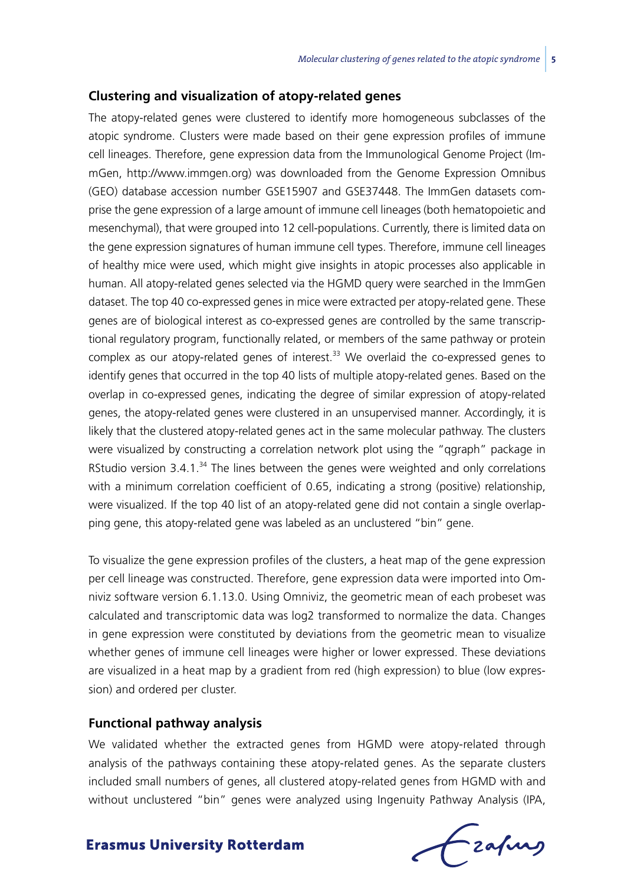## Clustering and visualization of atopy-related genes

The atopy-related genes were clustered to identify more homogeneous subclasses of the atopic syndrome. Clusters were made based on their gene expression profiles of immune cell lineages. Therefore, gene expression data from the Immunological Genome Project (ImmGen, http://www.immgen.org) was downloaded from the Genome Expression Omnibus (GEO) database accession number GSE15907 and GSE37448. The ImmGen datasets comprise the gene expression of a large amount of immune cell lineages (both hematopoietic and mesenchymal), that were grouped into 12 cell-populations. Currently, there is limited data on the gene expression signatures of human immune cell types. Therefore, immune cell lineages of healthy mice were used, which might give insights in atopic processes also applicable in human. All atopy-related genes selected via the HGMD query were searched in the ImmGen dataset. The top 40 co-expressed genes in mice were extracted per atopy-related gene. These genes are of biological interest as co-expressed genes are controlled by the same transcriptional regulatory program, functionally related, or members of the same pathway or protein complex as our atopy-related genes of interest.[33] We overlaid the co-expressed genes to identify genes that occurred in the top 40 lists of multiple atopy-related genes. Based on the overlap in co-expressed genes, indicating the degree of similar expression of atopy-related genes, the atopy-related genes were clustered in an unsupervised manner. Accordingly, it is likely that the clustered atopy-related genes act in the same molecular pathway. The clusters were visualized by constructing a correlation network plot using the "qgraph" package in RStudio version 3.4.1.[34] The lines between the genes were weighted and only correlations with a minimum correlation coefficient of 0.65, indicating a strong (positive) relationship, were visualized. If the top 40 list of an atopy-related gene did not contain a single overlapping gene, this atopy-related gene was labeled as an unclustered "bin" gene.

To visualize the gene expression profiles of the clusters, a heat map of the gene expression per cell lineage was constructed. Therefore, gene expression data were imported into Omniviz software version 6.1.13.0. Using Omniviz, the geometric mean of each probeset was calculated and transcriptomic data was log2 transformed to normalize the data. Changes in gene expression were constituted by deviations from the geometric mean to visualize whether genes of immune cell lineages were higher or lower expressed. These deviations are visualized in a heat map by a gradient from red (high expression) to blue (low expression) and ordered per cluster.

## Functional pathway analysis

We validated whether the extracted genes from HGMD were atopy-related through analysis of the pathways containing these atopy-related genes. As the separate clusters included small numbers of genes, all clustered atopy-related genes from HGMD with and without unclustered "bin" genes were analyzed using Ingenuity Pathway Analysis (IPA,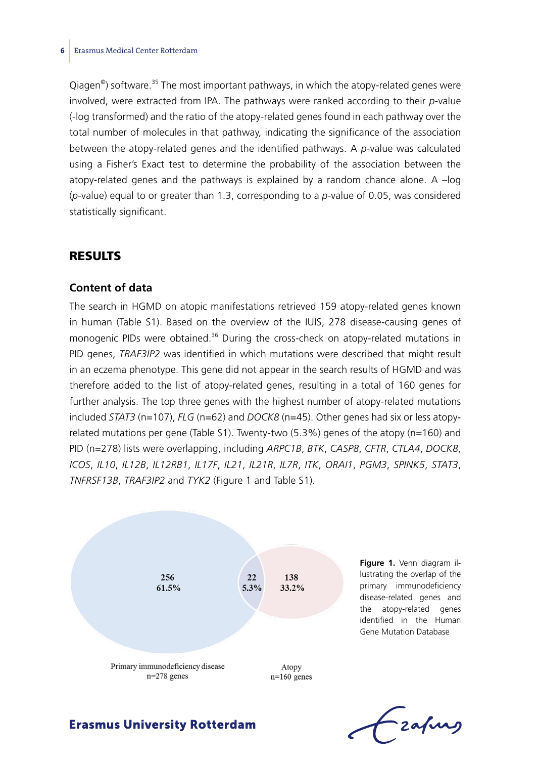Qiagen©) software.[35] The most important pathways, in which the atopy-related genes were involved, were extracted from IPA. The pathways were ranked according to their *p*-value (-log transformed) and the ratio of the atopy-related genes found in each pathway over the total number of molecules in that pathway, indicating the significance of the association between the atopy-related genes and the identified pathways. A *p*-value was calculated using a Fisher's Exact test to determine the probability of the association between the atopy-related genes and the pathways is explained by a random chance alone. A –log (*p*-value) equal to or greater than 1.3, corresponding to a *p*-value of 0.05, was considered statistically significant.

## RESULTS

### Content of data

The search in HGMD on atopic manifestations retrieved 159 atopy-related genes known in human (Table S1). Based on the overview of the IUIS, 278 disease-causing genes of monogenic PIDs were obtained.[36] During the cross-check on atopy-related mutations in PID genes, *TRAF3IP2* was identified in which mutations were described that might result in an eczema phenotype. This gene did not appear in the search results of HGMD and was therefore added to the list of atopy-related genes, resulting in a total of 160 genes for further analysis. The top three genes with the highest number of atopy-related mutations included *STAT3* (n=107), *FLG* (n=62) and *DOCK8* (n=45). Other genes had six or less atopy-related mutations per gene (Table S1). Twenty-two (5.3%) genes of the atopy (n=160) and PID (n=278) lists were overlapping, including *ARPC1B*, *BTK*, *CASP8*, *CFTR*, *CTLA4*, *DOCK8*, *ICOS*, *IL10*, *IL12B*, *IL12RB1*, *IL17F*, *IL21*, *IL21R*, *IL7R*, *ITK*, *ORAI1*, *PGM3*, *SPINK5*, *STAT3*, *TNFRSF13B*, *TRAF3IP2* and *TYK2* (Figure 1 and Table S1).

| Primary immunodeficiency disease only | Overlap | Atopy only |
|---|---|---|
| 256 | 22 | 138 |
| 61.5% | 5.3% | 33.2% |

Primary immunodeficiency disease n=278 genes; Atopy n=160 genes

**Figure 1.** Venn diagram illustrating the overlap of the primary immunodeficiency disease-related genes and the atopy-related genes identified in the Human Gene Mutation Database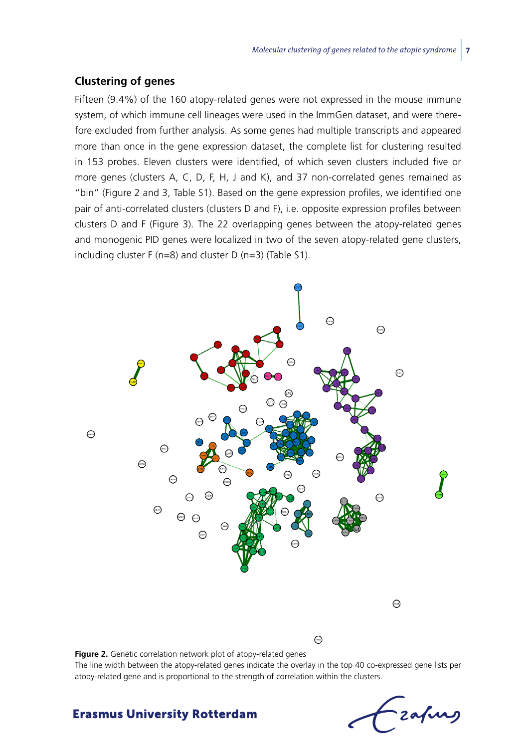## Clustering of genes

Fifteen (9.4%) of the 160 atopy-related genes were not expressed in the mouse immune system, of which immune cell lineages were used in the ImmGen dataset, and were therefore excluded from further analysis. As some genes had multiple transcripts and appeared more than once in the gene expression dataset, the complete list for clustering resulted in 153 probes. Eleven clusters were identified, of which seven clusters included five or more genes (clusters A, C, D, F, H, J and K), and 37 non-correlated genes remained as "bin" (Figure 2 and 3, Table S1). Based on the gene expression profiles, we identified one pair of anti-correlated clusters (clusters D and F), i.e. opposite expression profiles between clusters D and F (Figure 3). The 22 overlapping genes between the atopy-related genes and monogenic PID genes were localized in two of the seven atopy-related gene clusters, including cluster F (n=8) and cluster D (n=3) (Table S1).

**Figure 2.** Genetic correlation network plot of atopy-related genes
The line width between the atopy-related genes indicate the overlay in the top 40 co-expressed gene lists per atopy-related gene and is proportional to the strength of correlation within the clusters.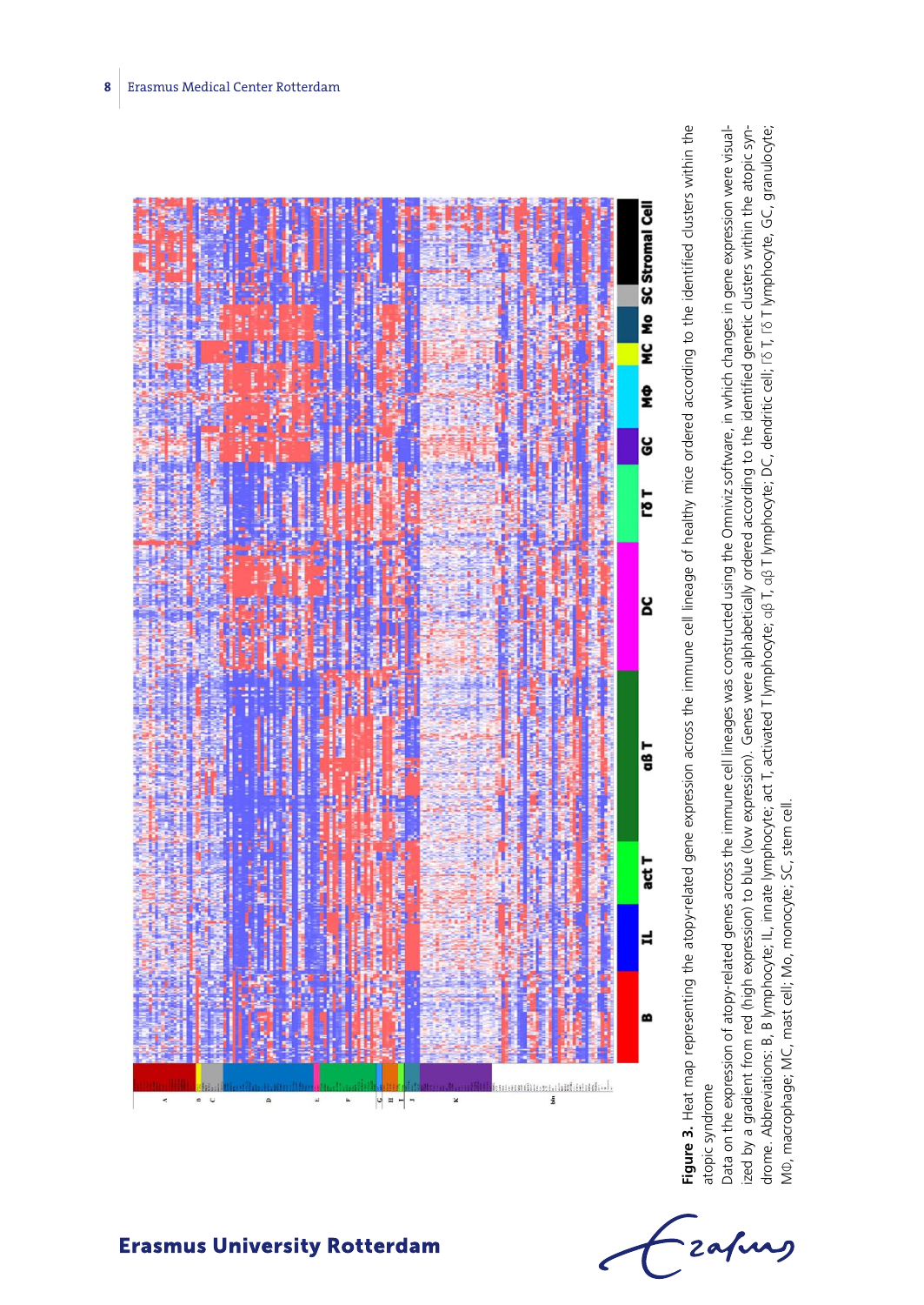**Figure 3.** Heat map representing the atopy-related gene expression across the immune cell lineage of healthy mice ordered according to the identified clusters within the atopic syndrome

Data on the expression of atopy-related genes across the immune cell lineages was constructed using the Omniviz software, in which changes in gene expression were visualized by a gradient from red (high expression) to blue (low expression). Genes were alphabetically ordered according to the identified genetic clusters within the atopic syndrome. Abbreviations: B, B lymphocyte; IL, innate lymphocyte; act T, activated T lymphocyte; αβ T, αβ T lymphocyte; DC, dendritic cell; Γδ T, Γδ T lymphocyte, GC, granulocyte; MΦ, macrophage; MC, mast cell; Mo, monocyte; SC, stem cell.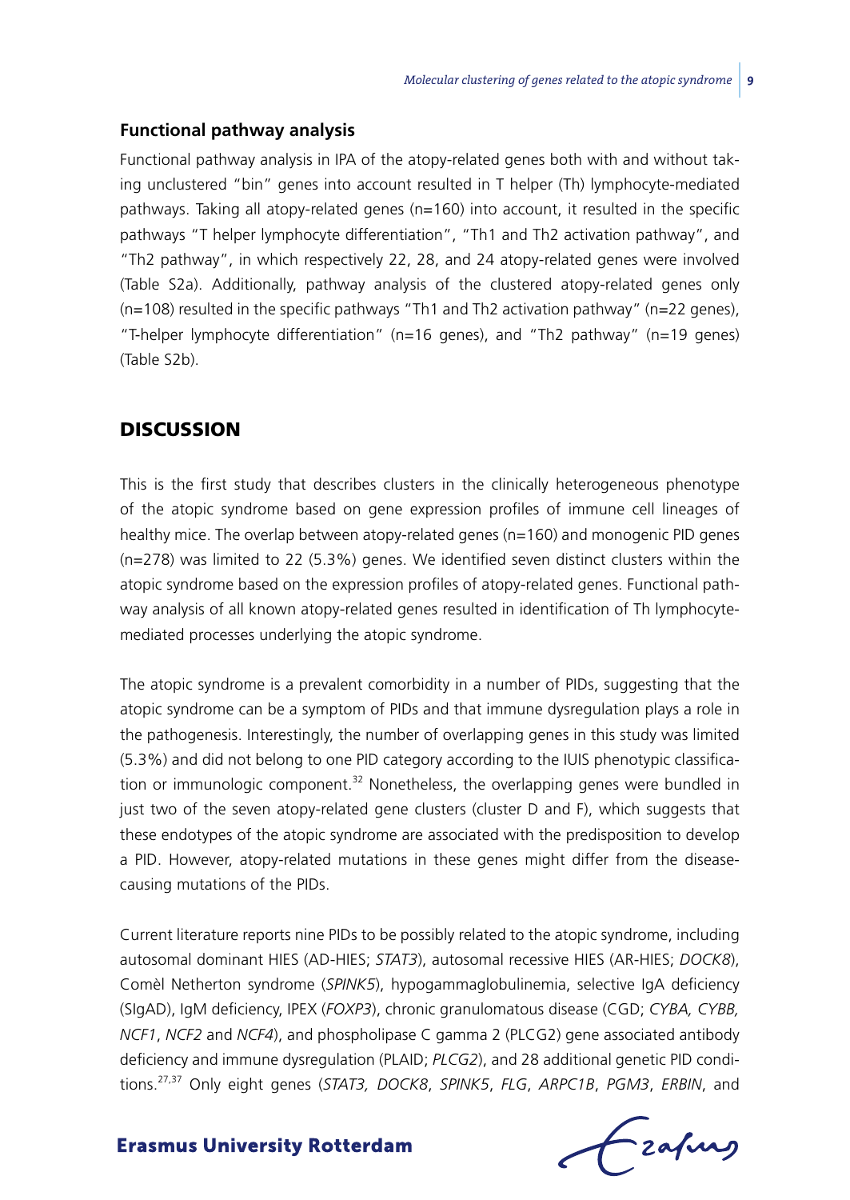### Functional pathway analysis

Functional pathway analysis in IPA of the atopy-related genes both with and without taking unclustered "bin" genes into account resulted in T helper (Th) lymphocyte-mediated pathways. Taking all atopy-related genes (n=160) into account, it resulted in the specific pathways "T helper lymphocyte differentiation", "Th1 and Th2 activation pathway", and "Th2 pathway", in which respectively 22, 28, and 24 atopy-related genes were involved (Table S2a). Additionally, pathway analysis of the clustered atopy-related genes only (n=108) resulted in the specific pathways "Th1 and Th2 activation pathway" (n=22 genes), "T-helper lymphocyte differentiation" (n=16 genes), and "Th2 pathway" (n=19 genes) (Table S2b).

## DISCUSSION

This is the first study that describes clusters in the clinically heterogeneous phenotype of the atopic syndrome based on gene expression profiles of immune cell lineages of healthy mice. The overlap between atopy-related genes (n=160) and monogenic PID genes (n=278) was limited to 22 (5.3%) genes. We identified seven distinct clusters within the atopic syndrome based on the expression profiles of atopy-related genes. Functional pathway analysis of all known atopy-related genes resulted in identification of Th lymphocyte-mediated processes underlying the atopic syndrome.

The atopic syndrome is a prevalent comorbidity in a number of PIDs, suggesting that the atopic syndrome can be a symptom of PIDs and that immune dysregulation plays a role in the pathogenesis. Interestingly, the number of overlapping genes in this study was limited (5.3%) and did not belong to one PID category according to the IUIS phenotypic classification or immunologic component.[32] Nonetheless, the overlapping genes were bundled in just two of the seven atopy-related gene clusters (cluster D and F), which suggests that these endotypes of the atopic syndrome are associated with the predisposition to develop a PID. However, atopy-related mutations in these genes might differ from the disease-causing mutations of the PIDs.

Current literature reports nine PIDs to be possibly related to the atopic syndrome, including autosomal dominant HIES (AD-HIES; *STAT3*), autosomal recessive HIES (AR-HIES; *DOCK8*), Comèl Netherton syndrome (*SPINK5*), hypogammaglobulinemia, selective IgA deficiency (SIgAD), IgM deficiency, IPEX (*FOXP3*), chronic granulomatous disease (CGD; *CYBA, CYBB, NCF1*, *NCF2* and *NCF4*), and phospholipase C gamma 2 (PLCG2) gene associated antibody deficiency and immune dysregulation (PLAID; *PLCG2*), and 28 additional genetic PID conditions.[27,37] Only eight genes (*STAT3, DOCK8*, *SPINK5*, *FLG*, *ARPC1B*, *PGM3*, *ERBIN*, and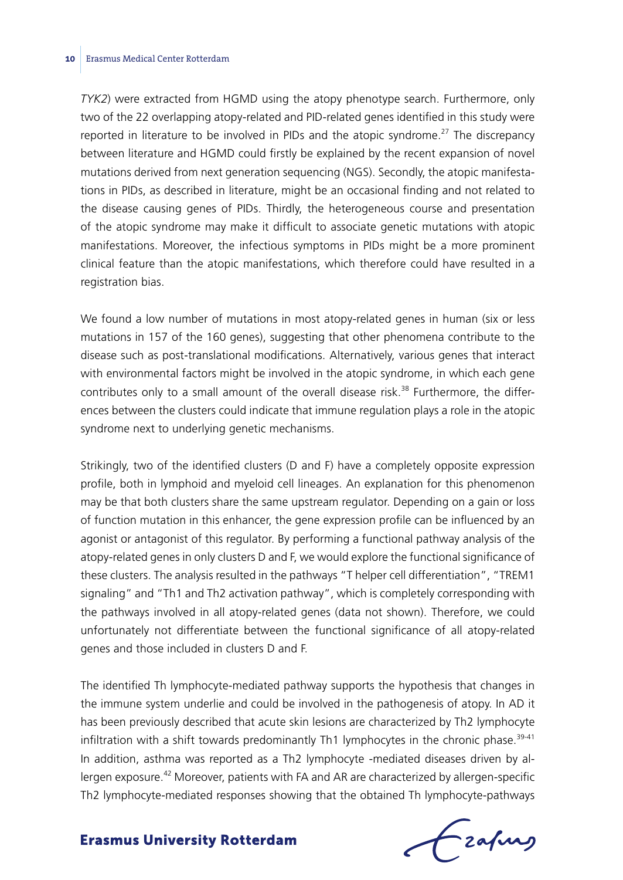*TYK2*) were extracted from HGMD using the atopy phenotype search. Furthermore, only two of the 22 overlapping atopy-related and PID-related genes identified in this study were reported in literature to be involved in PIDs and the atopic syndrome.[27] The discrepancy between literature and HGMD could firstly be explained by the recent expansion of novel mutations derived from next generation sequencing (NGS). Secondly, the atopic manifestations in PIDs, as described in literature, might be an occasional finding and not related to the disease causing genes of PIDs. Thirdly, the heterogeneous course and presentation of the atopic syndrome may make it difficult to associate genetic mutations with atopic manifestations. Moreover, the infectious symptoms in PIDs might be a more prominent clinical feature than the atopic manifestations, which therefore could have resulted in a registration bias.

We found a low number of mutations in most atopy-related genes in human (six or less mutations in 157 of the 160 genes), suggesting that other phenomena contribute to the disease such as post-translational modifications. Alternatively, various genes that interact with environmental factors might be involved in the atopic syndrome, in which each gene contributes only to a small amount of the overall disease risk.[38] Furthermore, the differences between the clusters could indicate that immune regulation plays a role in the atopic syndrome next to underlying genetic mechanisms.

Strikingly, two of the identified clusters (D and F) have a completely opposite expression profile, both in lymphoid and myeloid cell lineages. An explanation for this phenomenon may be that both clusters share the same upstream regulator. Depending on a gain or loss of function mutation in this enhancer, the gene expression profile can be influenced by an agonist or antagonist of this regulator. By performing a functional pathway analysis of the atopy-related genes in only clusters D and F, we would explore the functional significance of these clusters. The analysis resulted in the pathways "T helper cell differentiation", "TREM1 signaling" and "Th1 and Th2 activation pathway", which is completely corresponding with the pathways involved in all atopy-related genes (data not shown). Therefore, we could unfortunately not differentiate between the functional significance of all atopy-related genes and those included in clusters D and F.

The identified Th lymphocyte-mediated pathway supports the hypothesis that changes in the immune system underlie and could be involved in the pathogenesis of atopy. In AD it has been previously described that acute skin lesions are characterized by Th2 lymphocyte infiltration with a shift towards predominantly Th1 lymphocytes in the chronic phase.[39-41] In addition, asthma was reported as a Th2 lymphocyte -mediated diseases driven by allergen exposure.[42] Moreover, patients with FA and AR are characterized by allergen-specific Th2 lymphocyte-mediated responses showing that the obtained Th lymphocyte-pathways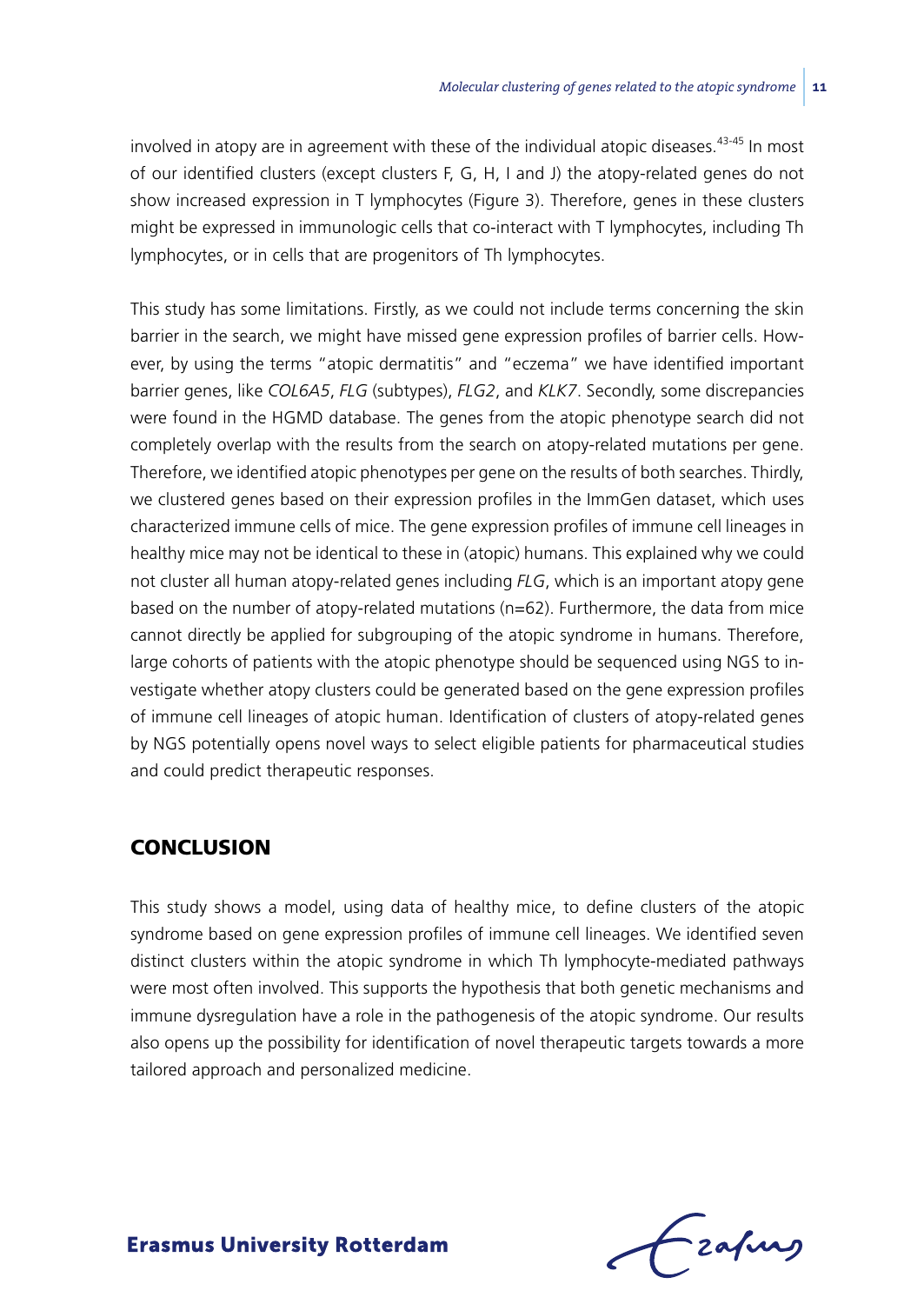involved in atopy are in agreement with these of the individual atopic diseases.[43-45] In most of our identified clusters (except clusters F, G, H, I and J) the atopy-related genes do not show increased expression in T lymphocytes (Figure 3). Therefore, genes in these clusters might be expressed in immunologic cells that co-interact with T lymphocytes, including Th lymphocytes, or in cells that are progenitors of Th lymphocytes.

This study has some limitations. Firstly, as we could not include terms concerning the skin barrier in the search, we might have missed gene expression profiles of barrier cells. However, by using the terms "atopic dermatitis" and "eczema" we have identified important barrier genes, like *COL6A5*, *FLG* (subtypes), *FLG2*, and *KLK7*. Secondly, some discrepancies were found in the HGMD database. The genes from the atopic phenotype search did not completely overlap with the results from the search on atopy-related mutations per gene. Therefore, we identified atopic phenotypes per gene on the results of both searches. Thirdly, we clustered genes based on their expression profiles in the ImmGen dataset, which uses characterized immune cells of mice. The gene expression profiles of immune cell lineages in healthy mice may not be identical to these in (atopic) humans. This explained why we could not cluster all human atopy-related genes including *FLG*, which is an important atopy gene based on the number of atopy-related mutations (n=62). Furthermore, the data from mice cannot directly be applied for subgrouping of the atopic syndrome in humans. Therefore, large cohorts of patients with the atopic phenotype should be sequenced using NGS to investigate whether atopy clusters could be generated based on the gene expression profiles of immune cell lineages of atopic human. Identification of clusters of atopy-related genes by NGS potentially opens novel ways to select eligible patients for pharmaceutical studies and could predict therapeutic responses.

## CONCLUSION

This study shows a model, using data of healthy mice, to define clusters of the atopic syndrome based on gene expression profiles of immune cell lineages. We identified seven distinct clusters within the atopic syndrome in which Th lymphocyte-mediated pathways were most often involved. This supports the hypothesis that both genetic mechanisms and immune dysregulation have a role in the pathogenesis of the atopic syndrome. Our results also opens up the possibility for identification of novel therapeutic targets towards a more tailored approach and personalized medicine.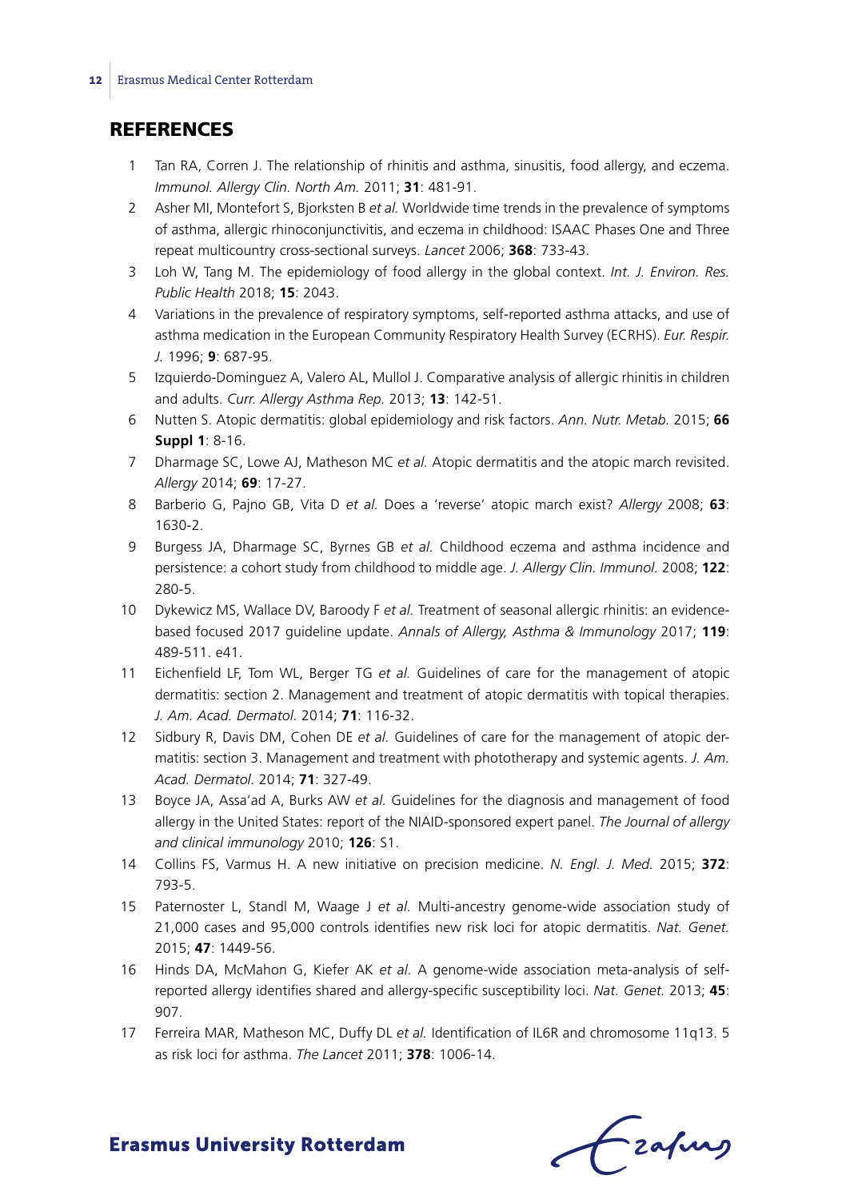## REFERENCES

1. Tan RA, Corren J. The relationship of rhinitis and asthma, sinusitis, food allergy, and eczema. *Immunol. Allergy Clin. North Am.* 2011; **31**: 481-91.
2. Asher MI, Montefort S, Bjorksten B *et al.* Worldwide time trends in the prevalence of symptoms of asthma, allergic rhinoconjunctivitis, and eczema in childhood: ISAAC Phases One and Three repeat multicountry cross-sectional surveys. *Lancet* 2006; **368**: 733-43.
3. Loh W, Tang M. The epidemiology of food allergy in the global context. *Int. J. Environ. Res. Public Health* 2018; **15**: 2043.
4. Variations in the prevalence of respiratory symptoms, self-reported asthma attacks, and use of asthma medication in the European Community Respiratory Health Survey (ECRHS). *Eur. Respir. J.* 1996; **9**: 687-95.
5. Izquierdo-Dominguez A, Valero AL, Mullol J. Comparative analysis of allergic rhinitis in children and adults. *Curr. Allergy Asthma Rep.* 2013; **13**: 142-51.
6. Nutten S. Atopic dermatitis: global epidemiology and risk factors. *Ann. Nutr. Metab.* 2015; **66 Suppl 1**: 8-16.
7. Dharmage SC, Lowe AJ, Matheson MC *et al.* Atopic dermatitis and the atopic march revisited. *Allergy* 2014; **69**: 17-27.
8. Barberio G, Pajno GB, Vita D *et al.* Does a 'reverse' atopic march exist? *Allergy* 2008; **63**: 1630-2.
9. Burgess JA, Dharmage SC, Byrnes GB *et al.* Childhood eczema and asthma incidence and persistence: a cohort study from childhood to middle age. *J. Allergy Clin. Immunol.* 2008; **122**: 280-5.
10. Dykewicz MS, Wallace DV, Baroody F *et al.* Treatment of seasonal allergic rhinitis: an evidence-based focused 2017 guideline update. *Annals of Allergy, Asthma & Immunology* 2017; **119**: 489-511. e41.
11. Eichenfield LF, Tom WL, Berger TG *et al.* Guidelines of care for the management of atopic dermatitis: section 2. Management and treatment of atopic dermatitis with topical therapies. *J. Am. Acad. Dermatol.* 2014; **71**: 116-32.
12. Sidbury R, Davis DM, Cohen DE *et al.* Guidelines of care for the management of atopic dermatitis: section 3. Management and treatment with phototherapy and systemic agents. *J. Am. Acad. Dermatol.* 2014; **71**: 327-49.
13. Boyce JA, Assa'ad A, Burks AW *et al.* Guidelines for the diagnosis and management of food allergy in the United States: report of the NIAID-sponsored expert panel. *The Journal of allergy and clinical immunology* 2010; **126**: S1.
14. Collins FS, Varmus H. A new initiative on precision medicine. *N. Engl. J. Med.* 2015; **372**: 793-5.
15. Paternoster L, Standl M, Waage J *et al.* Multi-ancestry genome-wide association study of 21,000 cases and 95,000 controls identifies new risk loci for atopic dermatitis. *Nat. Genet.* 2015; **47**: 1449-56.
16. Hinds DA, McMahon G, Kiefer AK *et al.* A genome-wide association meta-analysis of self-reported allergy identifies shared and allergy-specific susceptibility loci. *Nat. Genet.* 2013; **45**: 907.
17. Ferreira MAR, Matheson MC, Duffy DL *et al.* Identification of IL6R and chromosome 11q13. 5 as risk loci for asthma. *The Lancet* 2011; **378**: 1006-14.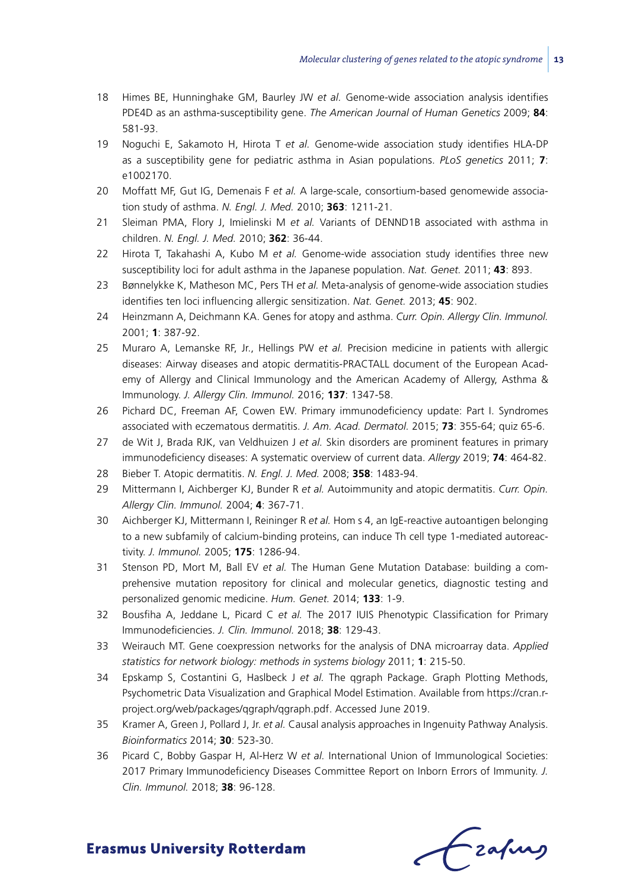18 Himes BE, Hunninghake GM, Baurley JW *et al.* Genome-wide association analysis identifies PDE4D as an asthma-susceptibility gene. *The American Journal of Human Genetics* 2009; **84**: 581-93.

19 Noguchi E, Sakamoto H, Hirota T *et al.* Genome-wide association study identifies HLA-DP as a susceptibility gene for pediatric asthma in Asian populations. *PLoS genetics* 2011; **7**: e1002170.

20 Moffatt MF, Gut IG, Demenais F *et al.* A large-scale, consortium-based genomewide association study of asthma. *N. Engl. J. Med.* 2010; **363**: 1211-21.

21 Sleiman PMA, Flory J, Imielinski M *et al.* Variants of DENND1B associated with asthma in children. *N. Engl. J. Med.* 2010; **362**: 36-44.

22 Hirota T, Takahashi A, Kubo M *et al.* Genome-wide association study identifies three new susceptibility loci for adult asthma in the Japanese population. *Nat. Genet.* 2011; **43**: 893.

23 Bønnelykke K, Matheson MC, Pers TH *et al.* Meta-analysis of genome-wide association studies identifies ten loci influencing allergic sensitization. *Nat. Genet.* 2013; **45**: 902.

24 Heinzmann A, Deichmann KA. Genes for atopy and asthma. *Curr. Opin. Allergy Clin. Immunol.* 2001; **1**: 387-92.

25 Muraro A, Lemanske RF, Jr., Hellings PW *et al.* Precision medicine in patients with allergic diseases: Airway diseases and atopic dermatitis-PRACTALL document of the European Academy of Allergy and Clinical Immunology and the American Academy of Allergy, Asthma & Immunology. *J. Allergy Clin. Immunol.* 2016; **137**: 1347-58.

26 Pichard DC, Freeman AF, Cowen EW. Primary immunodeficiency update: Part I. Syndromes associated with eczematous dermatitis. *J. Am. Acad. Dermatol.* 2015; **73**: 355-64; quiz 65-6.

27 de Wit J, Brada RJK, van Veldhuizen J *et al.* Skin disorders are prominent features in primary immunodeficiency diseases: A systematic overview of current data. *Allergy* 2019; **74**: 464-82.

28 Bieber T. Atopic dermatitis. *N. Engl. J. Med.* 2008; **358**: 1483-94.

29 Mittermann I, Aichberger KJ, Bunder R *et al.* Autoimmunity and atopic dermatitis. *Curr. Opin. Allergy Clin. Immunol.* 2004; **4**: 367-71.

30 Aichberger KJ, Mittermann I, Reininger R *et al.* Hom s 4, an IgE-reactive autoantigen belonging to a new subfamily of calcium-binding proteins, can induce Th cell type 1-mediated autoreactivity. *J. Immunol.* 2005; **175**: 1286-94.

31 Stenson PD, Mort M, Ball EV *et al.* The Human Gene Mutation Database: building a comprehensive mutation repository for clinical and molecular genetics, diagnostic testing and personalized genomic medicine. *Hum. Genet.* 2014; **133**: 1-9.

32 Bousfiha A, Jeddane L, Picard C *et al.* The 2017 IUIS Phenotypic Classification for Primary Immunodeficiencies. *J. Clin. Immunol.* 2018; **38**: 129-43.

33 Weirauch MT. Gene coexpression networks for the analysis of DNA microarray data. *Applied statistics for network biology: methods in systems biology* 2011; **1**: 215-50.

34 Epskamp S, Costantini G, Haslbeck J *et al.* The qgraph Package. Graph Plotting Methods, Psychometric Data Visualization and Graphical Model Estimation. Available from https://cran.r-project.org/web/packages/qgraph/qgraph.pdf. Accessed June 2019.

35 Kramer A, Green J, Pollard J, Jr. *et al.* Causal analysis approaches in Ingenuity Pathway Analysis. *Bioinformatics* 2014; **30**: 523-30.

36 Picard C, Bobby Gaspar H, Al-Herz W *et al.* International Union of Immunological Societies: 2017 Primary Immunodeficiency Diseases Committee Report on Inborn Errors of Immunity. *J. Clin. Immunol.* 2018; **38**: 96-128.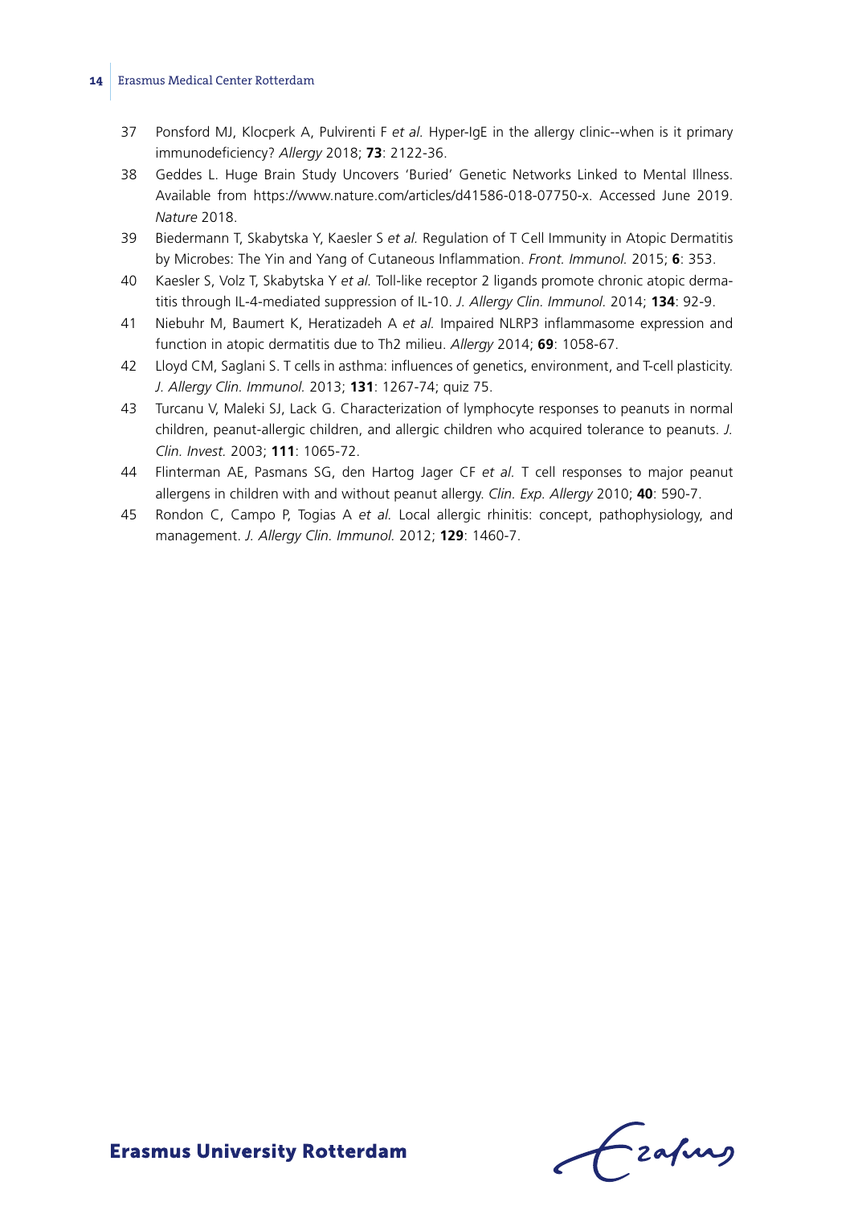37 Ponsford MJ, Klocperk A, Pulvirenti F *et al.* Hyper-IgE in the allergy clinic--when is it primary immunodeficiency? *Allergy* 2018; **73**: 2122-36.

38 Geddes L. Huge Brain Study Uncovers 'Buried' Genetic Networks Linked to Mental Illness. Available from https://www.nature.com/articles/d41586-018-07750-x. Accessed June 2019. *Nature* 2018.

39 Biedermann T, Skabytska Y, Kaesler S *et al.* Regulation of T Cell Immunity in Atopic Dermatitis by Microbes: The Yin and Yang of Cutaneous Inflammation. *Front. Immunol.* 2015; **6**: 353.

40 Kaesler S, Volz T, Skabytska Y *et al.* Toll-like receptor 2 ligands promote chronic atopic dermatitis through IL-4-mediated suppression of IL-10. *J. Allergy Clin. Immunol.* 2014; **134**: 92-9.

41 Niebuhr M, Baumert K, Heratizadeh A *et al.* Impaired NLRP3 inflammasome expression and function in atopic dermatitis due to Th2 milieu. *Allergy* 2014; **69**: 1058-67.

42 Lloyd CM, Saglani S. T cells in asthma: influences of genetics, environment, and T-cell plasticity. *J. Allergy Clin. Immunol.* 2013; **131**: 1267-74; quiz 75.

43 Turcanu V, Maleki SJ, Lack G. Characterization of lymphocyte responses to peanuts in normal children, peanut-allergic children, and allergic children who acquired tolerance to peanuts. *J. Clin. Invest.* 2003; **111**: 1065-72.

44 Flinterman AE, Pasmans SG, den Hartog Jager CF *et al.* T cell responses to major peanut allergens in children with and without peanut allergy. *Clin. Exp. Allergy* 2010; **40**: 590-7.

45 Rondon C, Campo P, Togias A *et al.* Local allergic rhinitis: concept, pathophysiology, and management. *J. Allergy Clin. Immunol.* 2012; **129**: 1460-7.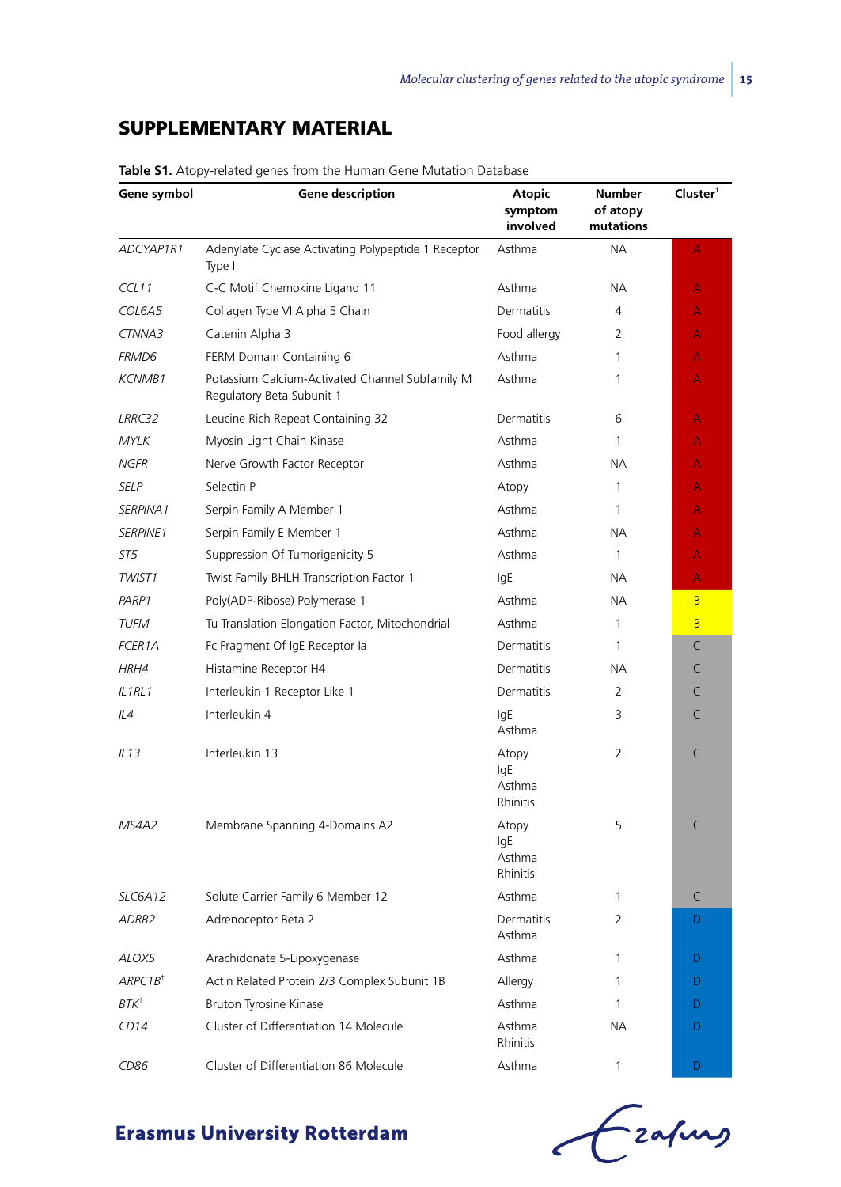## SUPPLEMENTARY MATERIAL

**Table S1.** Atopy-related genes from the Human Gene Mutation Database

| Gene symbol | Gene description | Atopic symptom involved | Number of atopy mutations | Cluster[1] |
|---|---|---|---|---|
| *ADCYAP1R1* | Adenylate Cyclase Activating Polypeptide 1 Receptor Type I | Asthma | NA | A |
| *CCL11* | C-C Motif Chemokine Ligand 11 | Asthma | NA | A |
| *COL6A5* | Collagen Type VI Alpha 5 Chain | Dermatitis | 4 | A |
| *CTNNA3* | Catenin Alpha 3 | Food allergy | 2 | A |
| *FRMD6* | FERM Domain Containing 6 | Asthma | 1 | A |
| *KCNMB1* | Potassium Calcium-Activated Channel Subfamily M Regulatory Beta Subunit 1 | Asthma | 1 | A |
| *LRRC32* | Leucine Rich Repeat Containing 32 | Dermatitis | 6 | A |
| *MYLK* | Myosin Light Chain Kinase | Asthma | 1 | A |
| *NGFR* | Nerve Growth Factor Receptor | Asthma | NA | A |
| *SELP* | Selectin P | Atopy | 1 | A |
| *SERPINA1* | Serpin Family A Member 1 | Asthma | 1 | A |
| *SERPINE1* | Serpin Family E Member 1 | Asthma | NA | A |
| *ST5* | Suppression Of Tumorigenicity 5 | Asthma | 1 | A |
| *TWIST1* | Twist Family BHLH Transcription Factor 1 | IgE | NA | A |
| *PARP1* | Poly(ADP-Ribose) Polymerase 1 | Asthma | NA | B |
| *TUFM* | Tu Translation Elongation Factor, Mitochondrial | Asthma | 1 | B |
| *FCER1A* | Fc Fragment Of IgE Receptor Ia | Dermatitis | 1 | C |
| *HRH4* | Histamine Receptor H4 | Dermatitis | NA | C |
| *IL1RL1* | Interleukin 1 Receptor Like 1 | Dermatitis | 2 | C |
| *IL4* | Interleukin 4 | IgE<br>Asthma | 3 | C |
| *IL13* | Interleukin 13 | Atopy<br>IgE<br>Asthma<br>Rhinitis | 2 | C |
| *MS4A2* | Membrane Spanning 4-Domains A2 | Atopy<br>IgE<br>Asthma<br>Rhinitis | 5 | C |
| *SLC6A12* | Solute Carrier Family 6 Member 12 | Asthma | 1 | C |
| *ADRB2* | Adrenoceptor Beta 2 | Dermatitis<br>Asthma | 2 | D |
| *ALOX5* | Arachidonate 5-Lipoxygenase | Asthma | 1 | D |
| *ARPC1B*[†] | Actin Related Protein 2/3 Complex Subunit 1B | Allergy | 1 | D |
| *BTK*[†] | Bruton Tyrosine Kinase | Asthma | 1 | D |
| *CD14* | Cluster of Differentiation 14 Molecule | Asthma<br>Rhinitis | NA | D |
| *CD86* | Cluster of Differentiation 86 Molecule | Asthma | 1 | D |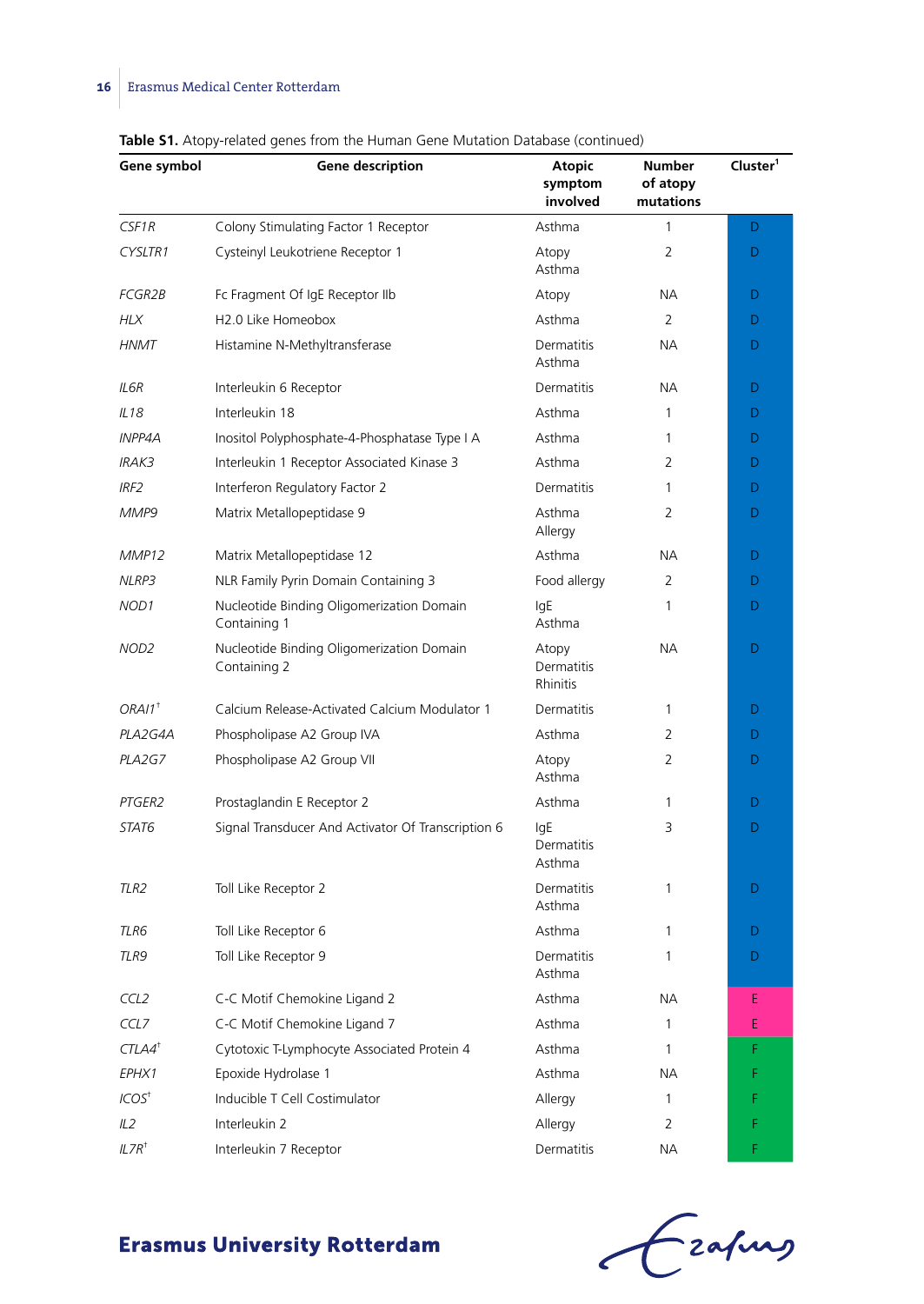**Table S1.** Atopy-related genes from the Human Gene Mutation Database (continued)

| Gene symbol | Gene description | Atopic symptom involved | Number of atopy mutations | Cluster[1] |
|---|---|---|---|---|
| *CSF1R* | Colony Stimulating Factor 1 Receptor | Asthma | 1 | D |
| *CYSLTR1* | Cysteinyl Leukotriene Receptor 1 | Atopy<br>Asthma | 2 | D |
| *FCGR2B* | Fc Fragment Of IgE Receptor IIb | Atopy | NA | D |
| *HLX* | H2.0 Like Homeobox | Asthma | 2 | D |
| *HNMT* | Histamine N-Methyltransferase | Dermatitis<br>Asthma | NA | D |
| *IL6R* | Interleukin 6 Receptor | Dermatitis | NA | D |
| *IL18* | Interleukin 18 | Asthma | 1 | D |
| *INPP4A* | Inositol Polyphosphate-4-Phosphatase Type I A | Asthma | 1 | D |
| *IRAK3* | Interleukin 1 Receptor Associated Kinase 3 | Asthma | 2 | D |
| *IRF2* | Interferon Regulatory Factor 2 | Dermatitis | 1 | D |
| *MMP9* | Matrix Metallopeptidase 9 | Asthma<br>Allergy | 2 | D |
| *MMP12* | Matrix Metallopeptidase 12 | Asthma | NA | D |
| *NLRP3* | NLR Family Pyrin Domain Containing 3 | Food allergy | 2 | D |
| *NOD1* | Nucleotide Binding Oligomerization Domain Containing 1 | IgE<br>Asthma | 1 | D |
| *NOD2* | Nucleotide Binding Oligomerization Domain Containing 2 | Atopy<br>Dermatitis<br>Rhinitis | NA | D |
| *ORAI1*[†] | Calcium Release-Activated Calcium Modulator 1 | Dermatitis | 1 | D |
| *PLA2G4A* | Phospholipase A2 Group IVA | Asthma | 2 | D |
| *PLA2G7* | Phospholipase A2 Group VII | Atopy<br>Asthma | 2 | D |
| *PTGER2* | Prostaglandin E Receptor 2 | Asthma | 1 | D |
| *STAT6* | Signal Transducer And Activator Of Transcription 6 | IgE<br>Dermatitis<br>Asthma | 3 | D |
| *TLR2* | Toll Like Receptor 2 | Dermatitis<br>Asthma | 1 | D |
| *TLR6* | Toll Like Receptor 6 | Asthma | 1 | D |
| *TLR9* | Toll Like Receptor 9 | Dermatitis<br>Asthma | 1 | D |
| *CCL2* | C-C Motif Chemokine Ligand 2 | Asthma | NA | E |
| *CCL7* | C-C Motif Chemokine Ligand 7 | Asthma | 1 | E |
| *CTLA4*[†] | Cytotoxic T-Lymphocyte Associated Protein 4 | Asthma | 1 | F |
| *EPHX1* | Epoxide Hydrolase 1 | Asthma | NA | F |
| *ICOS*[†] | Inducible T Cell Costimulator | Allergy | 1 | F |
| *IL2* | Interleukin 2 | Allergy | 2 | F |
| *IL7R*[†] | Interleukin 7 Receptor | Dermatitis | NA | F |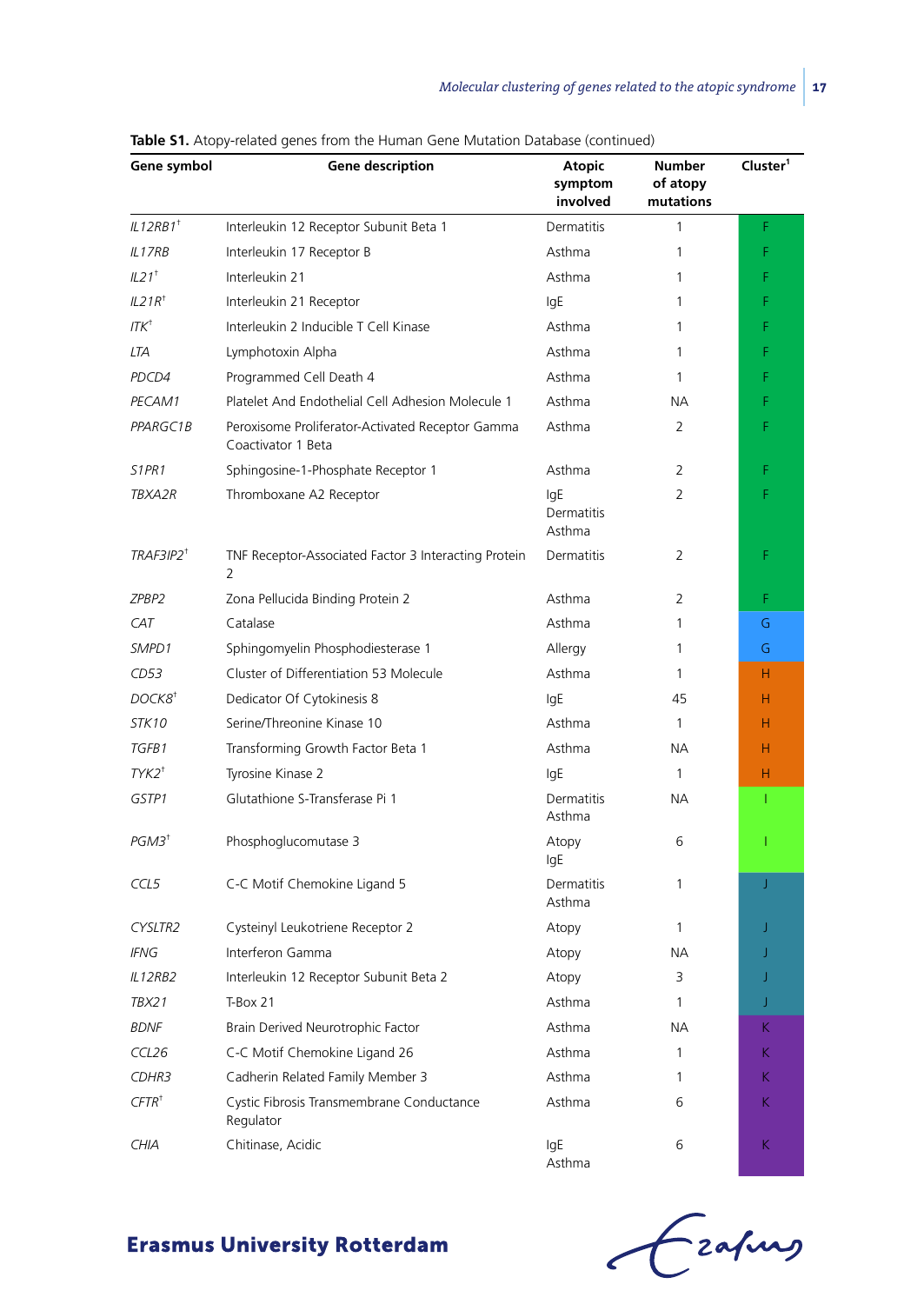**Table S1.** Atopy-related genes from the Human Gene Mutation Database (continued)

| Gene symbol | Gene description | Atopic symptom involved | Number of atopy mutations | Cluster[1] |
|---|---|---|---|---|
| *IL12RB1*[†] | Interleukin 12 Receptor Subunit Beta 1 | Dermatitis | 1 | F |
| *IL17RB* | Interleukin 17 Receptor B | Asthma | 1 | F |
| *IL21*[†] | Interleukin 21 | Asthma | 1 | F |
| *IL21R*[†] | Interleukin 21 Receptor | IgE | 1 | F |
| *ITK*[†] | Interleukin 2 Inducible T Cell Kinase | Asthma | 1 | F |
| *LTA* | Lymphotoxin Alpha | Asthma | 1 | F |
| *PDCD4* | Programmed Cell Death 4 | Asthma | 1 | F |
| *PECAM1* | Platelet And Endothelial Cell Adhesion Molecule 1 | Asthma | NA | F |
| *PPARGC1B* | Peroxisome Proliferator-Activated Receptor Gamma Coactivator 1 Beta | Asthma | 2 | F |
| *S1PR1* | Sphingosine-1-Phosphate Receptor 1 | Asthma | 2 | F |
| *TBXA2R* | Thromboxane A2 Receptor | IgE<br>Dermatitis<br>Asthma | 2 | F |
| *TRAF3IP2*[†] | TNF Receptor-Associated Factor 3 Interacting Protein 2 | Dermatitis | 2 | F |
| *ZPBP2* | Zona Pellucida Binding Protein 2 | Asthma | 2 | F |
| *CAT* | Catalase | Asthma | 1 | G |
| *SMPD1* | Sphingomyelin Phosphodiesterase 1 | Allergy | 1 | G |
| *CD53* | Cluster of Differentiation 53 Molecule | Asthma | 1 | H |
| *DOCK8*[†] | Dedicator Of Cytokinesis 8 | IgE | 45 | H |
| *STK10* | Serine/Threonine Kinase 10 | Asthma | 1 | H |
| *TGFB1* | Transforming Growth Factor Beta 1 | Asthma | NA | H |
| *TYK2*[†] | Tyrosine Kinase 2 | IgE | 1 | H |
| *GSTP1* | Glutathione S-Transferase Pi 1 | Dermatitis<br>Asthma | NA | I |
| *PGM3*[†] | Phosphoglucomutase 3 | Atopy<br>IgE | 6 | I |
| *CCL5* | C-C Motif Chemokine Ligand 5 | Dermatitis<br>Asthma | 1 | J |
| *CYSLTR2* | Cysteinyl Leukotriene Receptor 2 | Atopy | 1 | J |
| *IFNG* | Interferon Gamma | Atopy | NA | J |
| *IL12RB2* | Interleukin 12 Receptor Subunit Beta 2 | Atopy | 3 | J |
| *TBX21* | T-Box 21 | Asthma | 1 | J |
| *BDNF* | Brain Derived Neurotrophic Factor | Asthma | NA | K |
| *CCL26* | C-C Motif Chemokine Ligand 26 | Asthma | 1 | K |
| *CDHR3* | Cadherin Related Family Member 3 | Asthma | 1 | K |
| *CFTR*[†] | Cystic Fibrosis Transmembrane Conductance Regulator | Asthma | 6 | K |
| *CHIA* | Chitinase, Acidic | IgE<br>Asthma | 6 | K |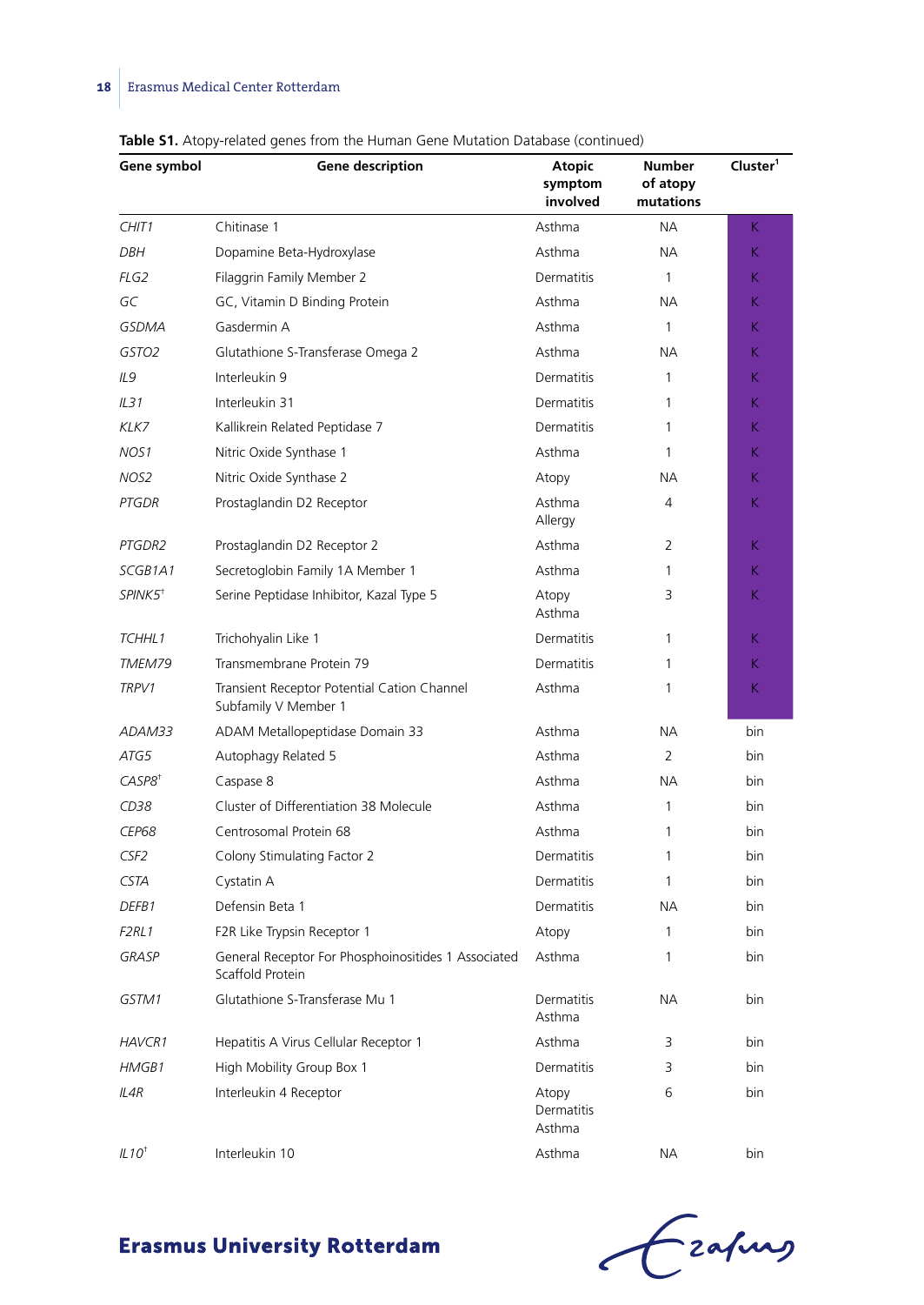**Table S1.** Atopy-related genes from the Human Gene Mutation Database (continued)

| Gene symbol | Gene description | Atopic symptom involved | Number of atopy mutations | Cluster[1] |
|---|---|---|---|---|
| *CHIT1* | Chitinase 1 | Asthma | NA | K |
| *DBH* | Dopamine Beta-Hydroxylase | Asthma | NA | K |
| *FLG2* | Filaggrin Family Member 2 | Dermatitis | 1 | K |
| *GC* | GC, Vitamin D Binding Protein | Asthma | NA | K |
| *GSDMA* | Gasdermin A | Asthma | 1 | K |
| *GSTO2* | Glutathione S-Transferase Omega 2 | Asthma | NA | K |
| *IL9* | Interleukin 9 | Dermatitis | 1 | K |
| *IL31* | Interleukin 31 | Dermatitis | 1 | K |
| *KLK7* | Kallikrein Related Peptidase 7 | Dermatitis | 1 | K |
| *NOS1* | Nitric Oxide Synthase 1 | Asthma | 1 | K |
| *NOS2* | Nitric Oxide Synthase 2 | Atopy | NA | K |
| *PTGDR* | Prostaglandin D2 Receptor | Asthma Allergy | 4 | K |
| *PTGDR2* | Prostaglandin D2 Receptor 2 | Asthma | 2 | K |
| *SCGB1A1* | Secretoglobin Family 1A Member 1 | Asthma | 1 | K |
| *SPINK5*† | Serine Peptidase Inhibitor, Kazal Type 5 | Atopy Asthma | 3 | K |
| *TCHHL1* | Trichohyalin Like 1 | Dermatitis | 1 | K |
| *TMEM79* | Transmembrane Protein 79 | Dermatitis | 1 | K |
| *TRPV1* | Transient Receptor Potential Cation Channel Subfamily V Member 1 | Asthma | 1 | K |
| *ADAM33* | ADAM Metallopeptidase Domain 33 | Asthma | NA | bin |
| *ATG5* | Autophagy Related 5 | Asthma | 2 | bin |
| *CASP8*† | Caspase 8 | Asthma | NA | bin |
| *CD38* | Cluster of Differentiation 38 Molecule | Asthma | 1 | bin |
| *CEP68* | Centrosomal Protein 68 | Asthma | 1 | bin |
| *CSF2* | Colony Stimulating Factor 2 | Dermatitis | 1 | bin |
| *CSTA* | Cystatin A | Dermatitis | 1 | bin |
| *DEFB1* | Defensin Beta 1 | Dermatitis | NA | bin |
| *F2RL1* | F2R Like Trypsin Receptor 1 | Atopy | 1 | bin |
| *GRASP* | General Receptor For Phosphoinositides 1 Associated Scaffold Protein | Asthma | 1 | bin |
| *GSTM1* | Glutathione S-Transferase Mu 1 | Dermatitis Asthma | NA | bin |
| *HAVCR1* | Hepatitis A Virus Cellular Receptor 1 | Asthma | 3 | bin |
| *HMGB1* | High Mobility Group Box 1 | Dermatitis | 3 | bin |
| *IL4R* | Interleukin 4 Receptor | Atopy Dermatitis Asthma | 6 | bin |
| *IL10*† | Interleukin 10 | Asthma | NA | bin |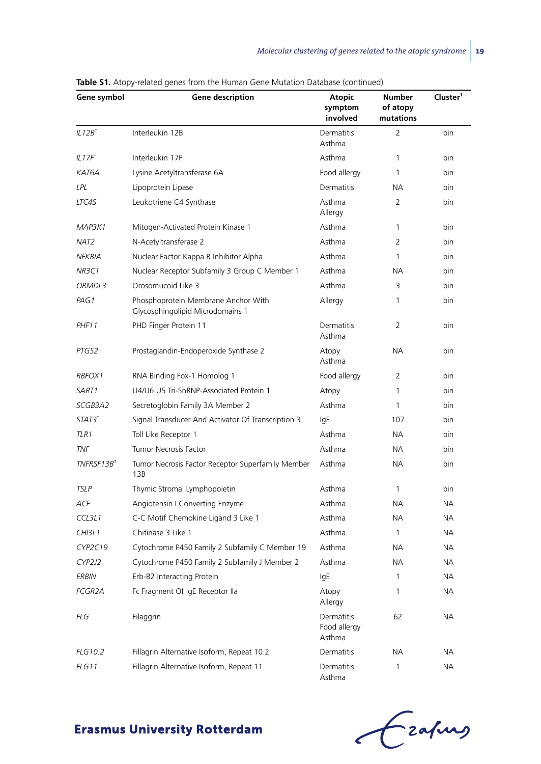**Table S1.** Atopy-related genes from the Human Gene Mutation Database (continued)

| Gene symbol | Gene description | Atopic symptom involved | Number of atopy mutations | Cluster[1] |
|---|---|---|---|---|
| *IL12B*[†] | Interleukin 12B | Dermatitis Asthma | 2 | bin |
| *IL17F*[†] | Interleukin 17F | Asthma | 1 | bin |
| *KAT6A* | Lysine Acetyltransferase 6A | Food allergy | 1 | bin |
| *LPL* | Lipoprotein Lipase | Dermatitis | NA | bin |
| *LTC4S* | Leukotriene C4 Synthase | Asthma Allergy | 2 | bin |
| *MAP3K1* | Mitogen-Activated Protein Kinase 1 | Asthma | 1 | bin |
| *NAT2* | N-Acetyltransferase 2 | Asthma | 2 | bin |
| *NFKBIA* | Nuclear Factor Kappa B Inhibitor Alpha | Asthma | 1 | bin |
| *NR3C1* | Nuclear Receptor Subfamily 3 Group C Member 1 | Asthma | NA | bin |
| *ORMDL3* | Orosomucoid Like 3 | Asthma | 3 | bin |
| *PAG1* | Phosphoprotein Membrane Anchor With Glycosphingolipid Microdomains 1 | Allergy | 1 | bin |
| *PHF11* | PHD Finger Protein 11 | Dermatitis Asthma | 2 | bin |
| *PTGS2* | Prostaglandin-Endoperoxide Synthase 2 | Atopy Asthma | NA | bin |
| *RBFOX1* | RNA Binding Fox-1 Homolog 1 | Food allergy | 2 | bin |
| *SART1* | U4/U6.U5 Tri-SnRNP-Associated Protein 1 | Atopy | 1 | bin |
| *SCGB3A2* | Secretoglobin Family 3A Member 2 | Asthma | 1 | bin |
| *STAT3*[†] | Signal Transducer And Activator Of Transcription 3 | IgE | 107 | bin |
| *TLR1* | Toll Like Receptor 1 | Asthma | NA | bin |
| *TNF* | Tumor Necrosis Factor | Asthma | NA | bin |
| *TNFRSF13B*[†] | Tumor Necrosis Factor Receptor Superfamily Member 13B | Asthma | NA | bin |
| *TSLP* | Thymic Stromal Lymphopoietin | Asthma | 1 | bin |
| *ACE* | Angiotensin I Converting Enzyme | Asthma | NA | NA |
| *CCL3L1* | C-C Motif Chemokine Ligand 3 Like 1 | Asthma | NA | NA |
| *CHI3L1* | Chitinase 3 Like 1 | Asthma | 1 | NA |
| *CYP2C19* | Cytochrome P450 Family 2 Subfamily C Member 19 | Asthma | NA | NA |
| *CYP2J2* | Cytochrome P450 Family 2 Subfamily J Member 2 | Asthma | NA | NA |
| *ERBIN* | Erb-B2 Interacting Protein | IgE | 1 | NA |
| *FCGR2A* | Fc Fragment Of IgE Receptor IIa | Atopy Allergy | 1 | NA |
| *FLG* | Filaggrin | Dermatitis Food allergy Asthma | 62 | NA |
| *FLG10.2* | Fillagrin Alternative Isoform, Repeat 10.2 | Dermatitis | NA | NA |
| *FLG11* | Fillagrin Alternative Isoform, Repeat 11 | Dermatitis Asthma | 1 | NA |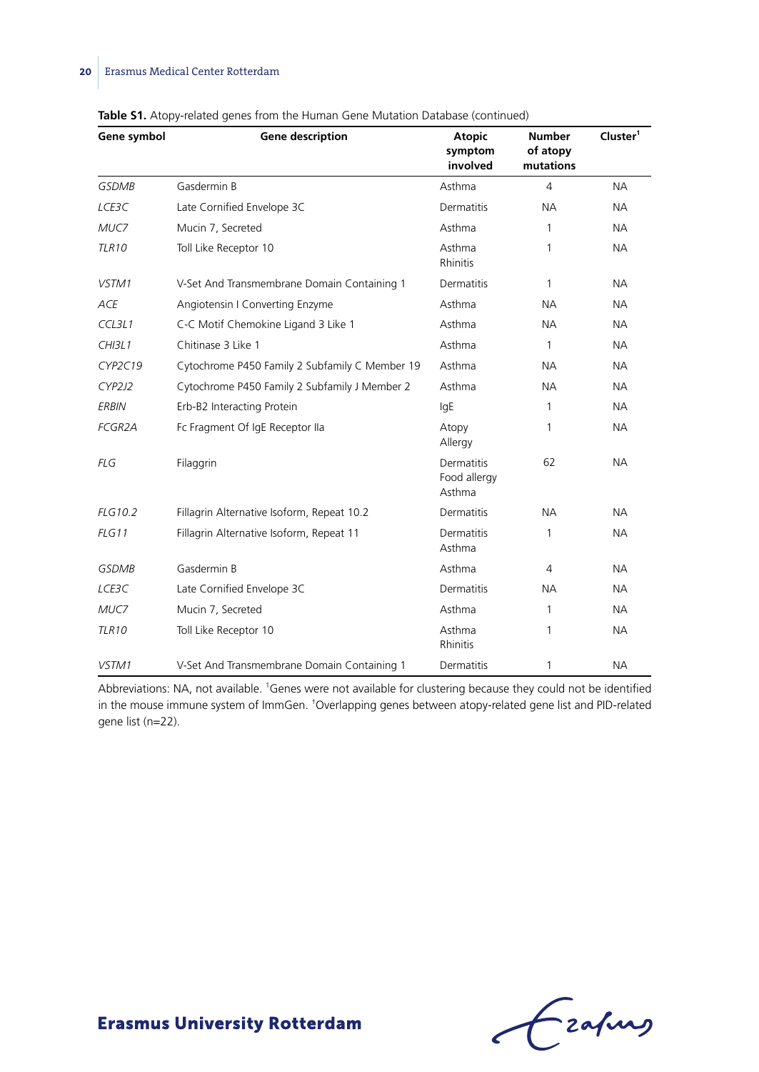**Table S1.** Atopy-related genes from the Human Gene Mutation Database (continued)

| Gene symbol | Gene description | Atopic symptom involved | Number of atopy mutations | Cluster[1] |
|---|---|---|---|---|
| *GSDMB* | Gasdermin B | Asthma | 4 | NA |
| *LCE3C* | Late Cornified Envelope 3C | Dermatitis | NA | NA |
| *MUC7* | Mucin 7, Secreted | Asthma | 1 | NA |
| *TLR10* | Toll Like Receptor 10 | Asthma<br>Rhinitis | 1 | NA |
| *VSTM1* | V-Set And Transmembrane Domain Containing 1 | Dermatitis | 1 | NA |
| *ACE* | Angiotensin I Converting Enzyme | Asthma | NA | NA |
| *CCL3L1* | C-C Motif Chemokine Ligand 3 Like 1 | Asthma | NA | NA |
| *CHI3L1* | Chitinase 3 Like 1 | Asthma | 1 | NA |
| *CYP2C19* | Cytochrome P450 Family 2 Subfamily C Member 19 | Asthma | NA | NA |
| *CYP2J2* | Cytochrome P450 Family 2 Subfamily J Member 2 | Asthma | NA | NA |
| *ERBIN* | Erb-B2 Interacting Protein | IgE | 1 | NA |
| *FCGR2A* | Fc Fragment Of IgE Receptor IIa | Atopy<br>Allergy | 1 | NA |
| *FLG* | Filaggrin | Dermatitis<br>Food allergy<br>Asthma | 62 | NA |
| *FLG10.2* | Fillagrin Alternative Isoform, Repeat 10.2 | Dermatitis | NA | NA |
| *FLG11* | Fillagrin Alternative Isoform, Repeat 11 | Dermatitis<br>Asthma | 1 | NA |
| *GSDMB* | Gasdermin B | Asthma | 4 | NA |
| *LCE3C* | Late Cornified Envelope 3C | Dermatitis | NA | NA |
| *MUC7* | Mucin 7, Secreted | Asthma | 1 | NA |
| *TLR10* | Toll Like Receptor 10 | Asthma<br>Rhinitis | 1 | NA |
| *VSTM1* | V-Set And Transmembrane Domain Containing 1 | Dermatitis | 1 | NA |

Abbreviations: NA, not available. [1]Genes were not available for clustering because they could not be identified in the mouse immune system of ImmGen. [†]Overlapping genes between atopy-related gene list and PID-related gene list (n=22).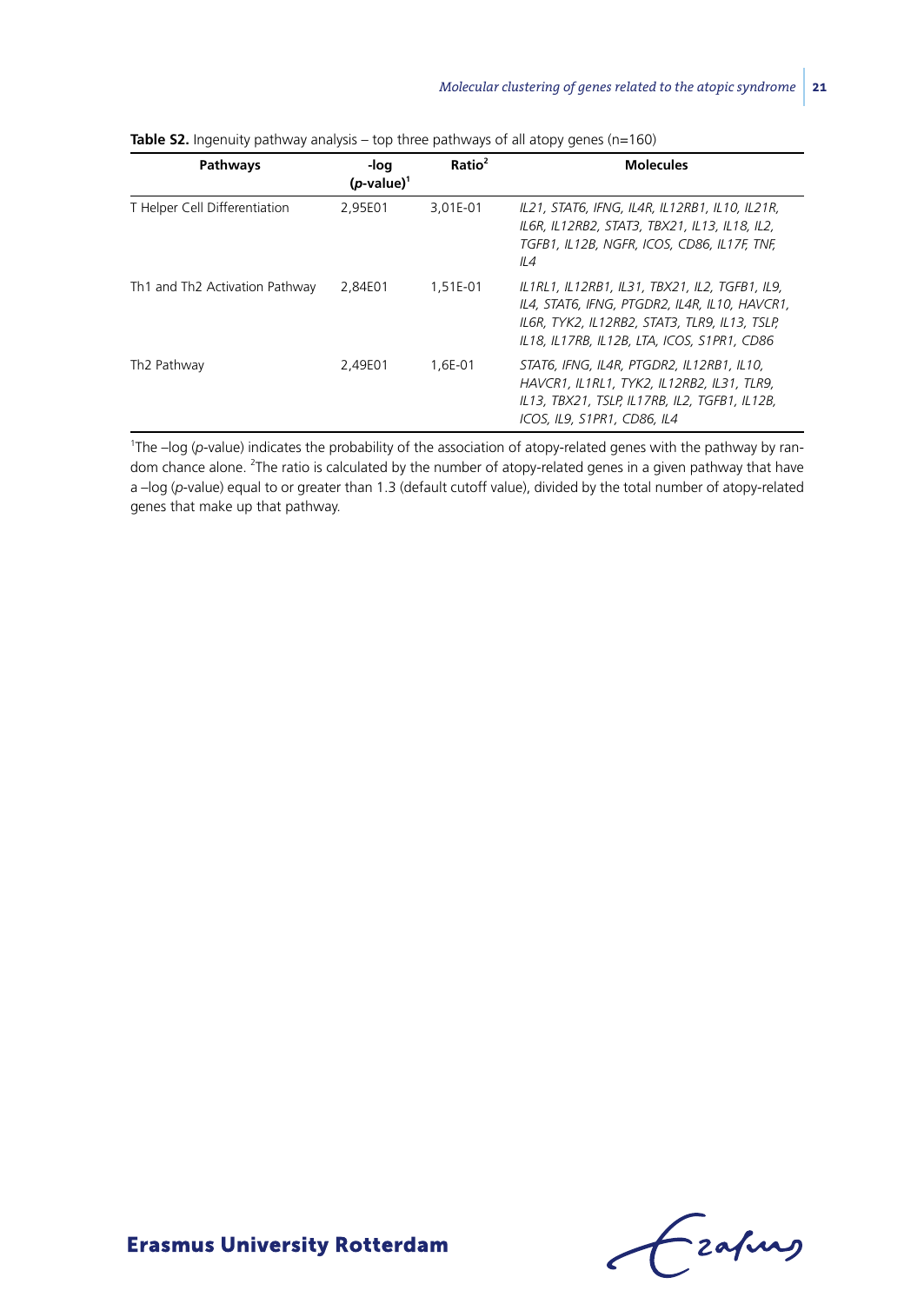**Table S2.** Ingenuity pathway analysis – top three pathways of all atopy genes (n=160)

| Pathways | -log (*p*-value)[1] | Ratio[2] | Molecules |
|---|---|---|---|
| T Helper Cell Differentiation | 2,95E01 | 3,01E-01 | *IL21, STAT6, IFNG, IL4R, IL12RB1, IL10, IL21R, IL6R, IL12RB2, STAT3, TBX21, IL13, IL18, IL2, TGFB1, IL12B, NGFR, ICOS, CD86, IL17F, TNF, IL4* |
| Th1 and Th2 Activation Pathway | 2,84E01 | 1,51E-01 | *IL1RL1, IL12RB1, IL31, TBX21, IL2, TGFB1, IL9, IL4, STAT6, IFNG, PTGDR2, IL4R, IL10, HAVCR1, IL6R, TYK2, IL12RB2, STAT3, TLR9, IL13, TSLP, IL18, IL17RB, IL12B, LTA, ICOS, S1PR1, CD86* |
| Th2 Pathway | 2,49E01 | 1,6E-01 | *STAT6, IFNG, IL4R, PTGDR2, IL12RB1, IL10, HAVCR1, IL1RL1, TYK2, IL12RB2, IL31, TLR9, IL13, TBX21, TSLP, IL17RB, IL2, TGFB1, IL12B, ICOS, IL9, S1PR1, CD86, IL4* |

[1]The –log (*p*-value) indicates the probability of the association of atopy-related genes with the pathway by random chance alone. [2]The ratio is calculated by the number of atopy-related genes in a given pathway that have a –log (*p*-value) equal to or greater than 1.3 (default cutoff value), divided by the total number of atopy-related genes that make up that pathway.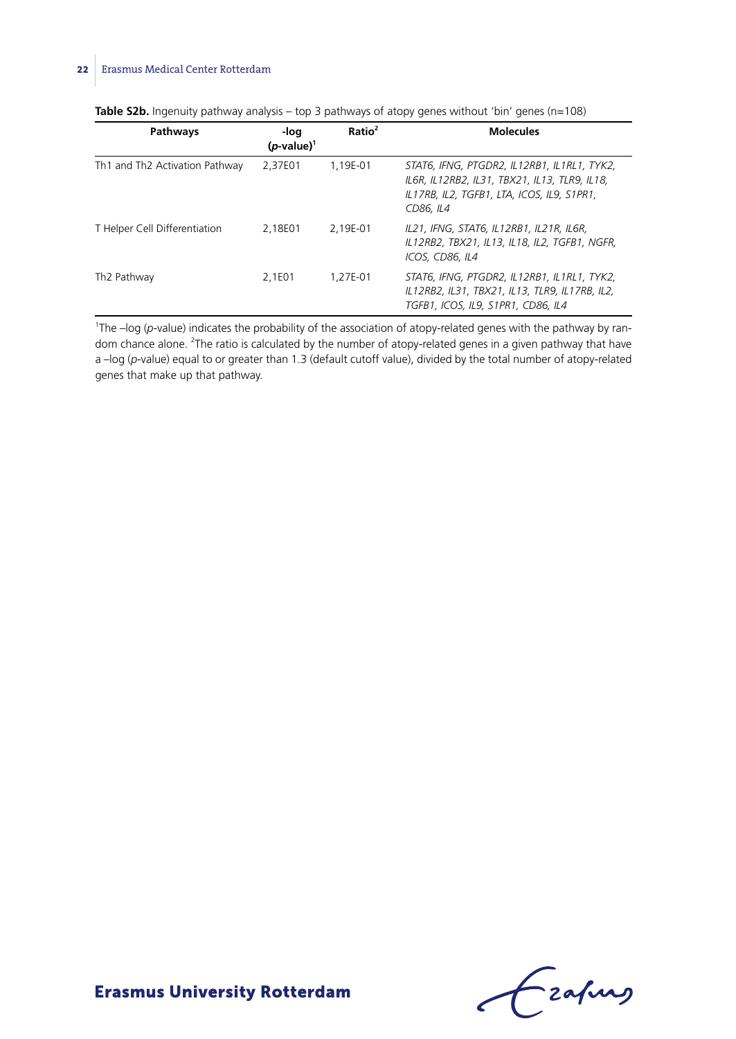**Table S2b.** Ingenuity pathway analysis – top 3 pathways of atopy genes without 'bin' genes (n=108)

| Pathways | -log ($p$-value)[1] | Ratio[2] | Molecules |
|---|---|---|---|
| Th1 and Th2 Activation Pathway | 2,37E01 | 1,19E-01 | *STAT6, IFNG, PTGDR2, IL12RB1, IL1RL1, TYK2, IL6R, IL12RB2, IL31, TBX21, IL13, TLR9, IL18, IL17RB, IL2, TGFB1, LTA, ICOS, IL9, S1PR1, CD86, IL4* |
| T Helper Cell Differentiation | 2,18E01 | 2,19E-01 | *IL21, IFNG, STAT6, IL12RB1, IL21R, IL6R, IL12RB2, TBX21, IL13, IL18, IL2, TGFB1, NGFR, ICOS, CD86, IL4* |
| Th2 Pathway | 2,1E01 | 1,27E-01 | *STAT6, IFNG, PTGDR2, IL12RB1, IL1RL1, TYK2, IL12RB2, IL31, TBX21, IL13, TLR9, IL17RB, IL2, TGFB1, ICOS, IL9, S1PR1, CD86, IL4* |

[1]The –log ($p$-value) indicates the probability of the association of atopy-related genes with the pathway by random chance alone. [2]The ratio is calculated by the number of atopy-related genes in a given pathway that have a –log ($p$-value) equal to or greater than 1.3 (default cutoff value), divided by the total number of atopy-related genes that make up that pathway.